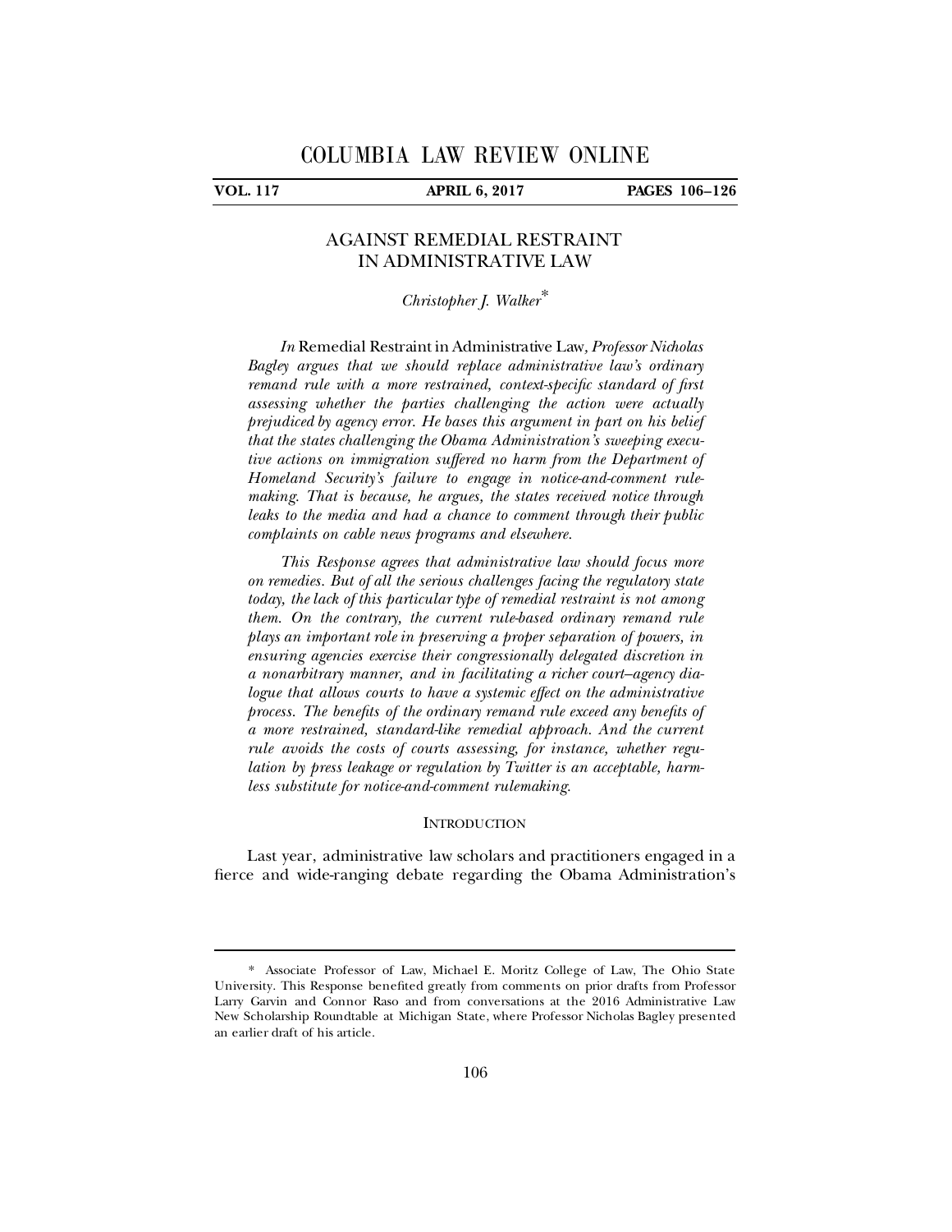# AGAINST REMEDIAL RESTRAINT IN ADMINISTRATIVE LAW

*Christopher J. Walker*\*

*In* Remedial Restraint in Administrative Law*, Professor Nicholas Bagley argues that we should replace administrative law's ordinary remand rule with a more restrained, context-specific standard of first assessing whether the parties challenging the action were actually prejudiced by agency error. He bases this argument in part on his belief that the states challenging the Obama Administration's sweeping executive actions on immigration suffered no harm from the Department of Homeland Security's failure to engage in notice-and-comment rulemaking. That is because, he argues, the states received notice through leaks to the media and had a chance to comment through their public complaints on cable news programs and elsewhere.*

*This Response agrees that administrative law should focus more on remedies. But of all the serious challenges facing the regulatory state today, the lack of this particular type of remedial restraint is not among them. On the contrary, the current rule-based ordinary remand rule plays an important role in preserving a proper separation of powers, in ensuring agencies exercise their congressionally delegated discretion in a nonarbitrary manner, and in facilitating a richer court–agency dialogue that allows courts to have a systemic effect on the administrative process. The benefits of the ordinary remand rule exceed any benefits of a more restrained, standard-like remedial approach. And the current rule avoids the costs of courts assessing, for instance, whether regulation by press leakage or regulation by Twitter is an acceptable, harmless substitute for notice-and-comment rulemaking.*

## INTRODUCTION

Last year, administrative law scholars and practitioners engaged in a fierce and wide-ranging debate regarding the Obama Administration's

---

\* Associate Professor of Law, Michael E. Moritz College of Law, The Ohio State University. This Response benefited greatly from comments on prior drafts from Professor Larry Garvin and Connor Raso and from conversations at the 2016 Administrative Law New Scholarship Roundtable at Michigan State, where Professor Nicholas Bagley presented an earlier draft of his article.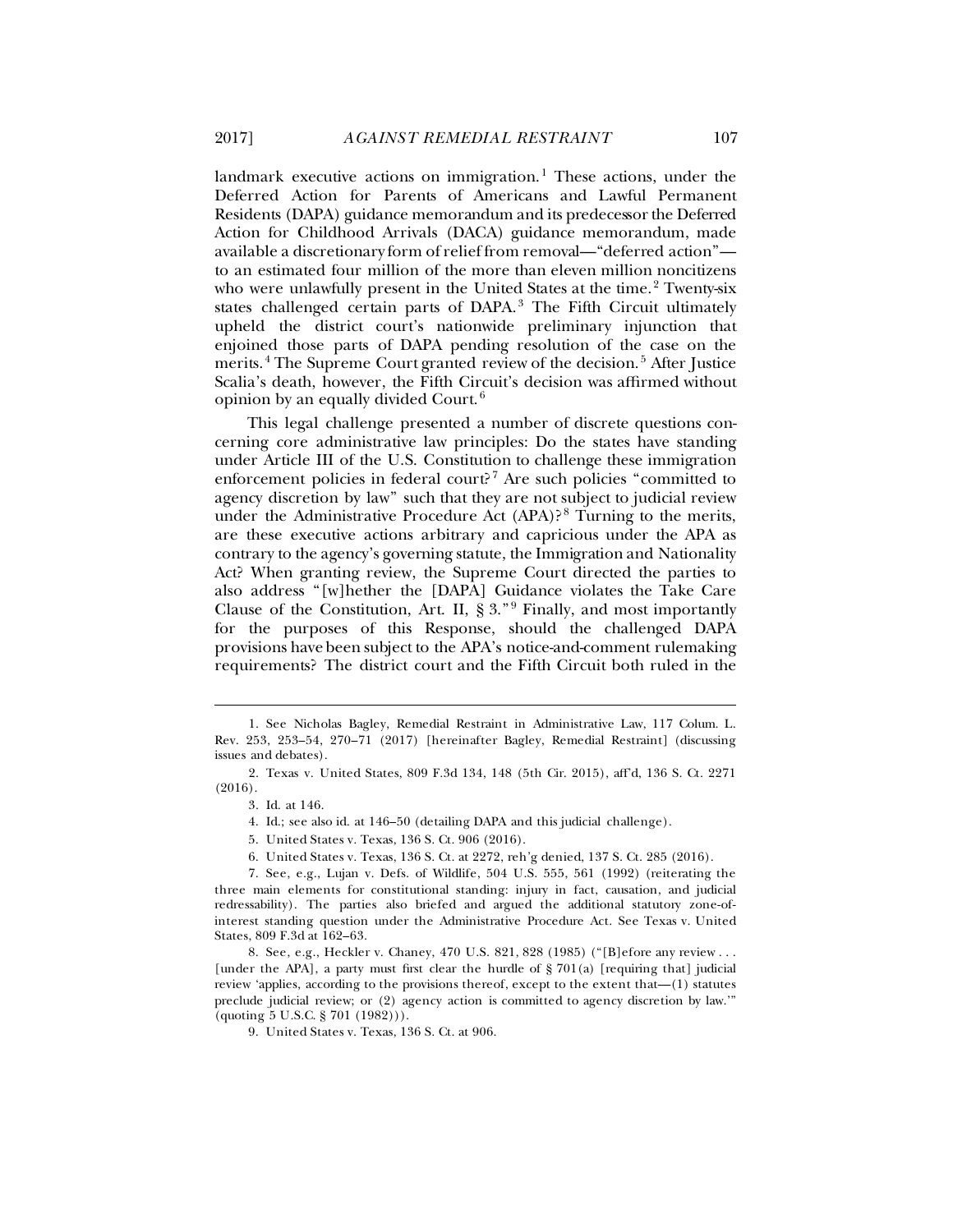landmark executive actions on immigration.[1] These actions, under the Deferred Action for Parents of Americans and Lawful Permanent Residents (DAPA) guidance memorandum and its predecessor the Deferred Action for Childhood Arrivals (DACA) guidance memorandum, made available a discretionary form of relief from removal—"deferred action"—to an estimated four million of the more than eleven million noncitizens who were unlawfully present in the United States at the time.[2] Twenty-six states challenged certain parts of DAPA.[3] The Fifth Circuit ultimately upheld the district court's nationwide preliminary injunction that enjoined those parts of DAPA pending resolution of the case on the merits.[4] The Supreme Court granted review of the decision.[5] After Justice Scalia's death, however, the Fifth Circuit's decision was affirmed without opinion by an equally divided Court.[6]

This legal challenge presented a number of discrete questions concerning core administrative law principles: Do the states have standing under Article III of the U.S. Constitution to challenge these immigration enforcement policies in federal court?[7] Are such policies "committed to agency discretion by law" such that they are not subject to judicial review under the Administrative Procedure Act (APA)?[8] Turning to the merits, are these executive actions arbitrary and capricious under the APA as contrary to the agency's governing statute, the Immigration and Nationality Act? When granting review, the Supreme Court directed the parties to also address "[w]hether the [DAPA] Guidance violates the Take Care Clause of the Constitution, Art. II, § 3."[9] Finally, and most importantly for the purposes of this Response, should the challenged DAPA provisions have been subject to the APA's notice-and-comment rulemaking requirements? The district court and the Fifth Circuit both ruled in the

---

1. See Nicholas Bagley, Remedial Restraint in Administrative Law, 117 Colum. L. Rev. 253, 253–54, 270–71 (2017) [hereinafter Bagley, Remedial Restraint] (discussing issues and debates).

2. Texas v. United States, 809 F.3d 134, 148 (5th Cir. 2015), aff'd, 136 S. Ct. 2271 (2016).

3. Id. at 146.

4. Id.; see also id. at 146–50 (detailing DAPA and this judicial challenge).

5. United States v. Texas, 136 S. Ct. 906 (2016).

6. United States v. Texas, 136 S. Ct. at 2272, reh'g denied, 137 S. Ct. 285 (2016).

7. See, e.g., Lujan v. Defs. of Wildlife, 504 U.S. 555, 561 (1992) (reiterating the three main elements for constitutional standing: injury in fact, causation, and judicial redressability). The parties also briefed and argued the additional statutory zone-of-interest standing question under the Administrative Procedure Act. See Texas v. United States, 809 F.3d at 162–63.

8. See, e.g., Heckler v. Chaney, 470 U.S. 821, 828 (1985) ("[B]efore any review . . . [under the APA], a party must first clear the hurdle of § 701(a) [requiring that] judicial review 'applies, according to the provisions thereof, except to the extent that—(1) statutes preclude judicial review; or (2) agency action is committed to agency discretion by law.'" (quoting 5 U.S.C. § 701 (1982))).

9. United States v. Texas, 136 S. Ct. at 906.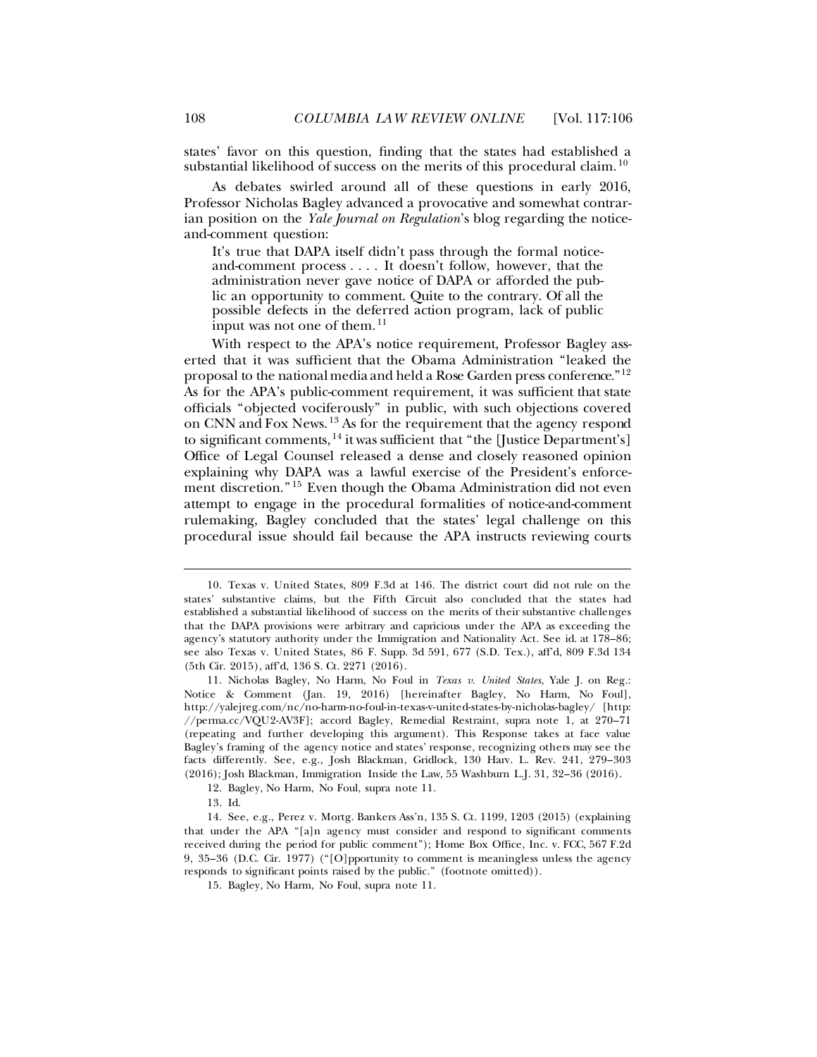states' favor on this question, finding that the states had established a substantial likelihood of success on the merits of this procedural claim.[10]

As debates swirled around all of these questions in early 2016, Professor Nicholas Bagley advanced a provocative and somewhat contrarian position on the *Yale Journal on Regulation*'s blog regarding the notice-and-comment question:

> It's true that DAPA itself didn't pass through the formal notice-and-comment process . . . . It doesn't follow, however, that the administration never gave notice of DAPA or afforded the public an opportunity to comment. Quite to the contrary. Of all the possible defects in the deferred action program, lack of public input was not one of them.[11]

With respect to the APA's notice requirement, Professor Bagley asserted that it was sufficient that the Obama Administration "leaked the proposal to the national media and held a Rose Garden press conference."[12] As for the APA's public-comment requirement, it was sufficient that state officials "objected vociferously" in public, with such objections covered on CNN and Fox News.[13] As for the requirement that the agency respond to significant comments,[14] it was sufficient that "the [Justice Department's] Office of Legal Counsel released a dense and closely reasoned opinion explaining why DAPA was a lawful exercise of the President's enforcement discretion."[15] Even though the Obama Administration did not even attempt to engage in the procedural formalities of notice-and-comment rulemaking, Bagley concluded that the states' legal challenge on this procedural issue should fail because the APA instructs reviewing courts

---

10. Texas v. United States, 809 F.3d at 146. The district court did not rule on the states' substantive claims, but the Fifth Circuit also concluded that the states had established a substantial likelihood of success on the merits of their substantive challenges that the DAPA provisions were arbitrary and capricious under the APA as exceeding the agency's statutory authority under the Immigration and Nationality Act. See id. at 178–86; see also Texas v. United States, 86 F. Supp. 3d 591, 677 (S.D. Tex.), aff'd, 809 F.3d 134 (5th Cir. 2015), aff'd, 136 S. Ct. 2271 (2016).

11. Nicholas Bagley, No Harm, No Foul in *Texas v. United States*, Yale J. on Reg.: Notice & Comment (Jan. 19, 2016) [hereinafter Bagley, No Harm, No Foul], http://yalejreg.com/nc/no-harm-no-foul-in-texas-v-united-states-by-nicholas-bagley/ [http://perma.cc/VQU2-AV3F]; accord Bagley, Remedial Restraint, supra note 1, at 270–71 (repeating and further developing this argument). This Response takes at face value Bagley's framing of the agency notice and states' response, recognizing others may see the facts differently. See, e.g., Josh Blackman, Gridlock, 130 Harv. L. Rev. 241, 279–303 (2016); Josh Blackman, Immigration Inside the Law, 55 Washburn L.J. 31, 32–36 (2016).

12. Bagley, No Harm, No Foul, supra note 11.

13. Id.

14. See, e.g., Perez v. Mortg. Bankers Ass'n, 135 S. Ct. 1199, 1203 (2015) (explaining that under the APA "[a]n agency must consider and respond to significant comments received during the period for public comment"); Home Box Office, Inc. v. FCC, 567 F.2d 9, 35–36 (D.C. Cir. 1977) ("[O]pportunity to comment is meaningless unless the agency responds to significant points raised by the public." (footnote omitted)).

15. Bagley, No Harm, No Foul, supra note 11.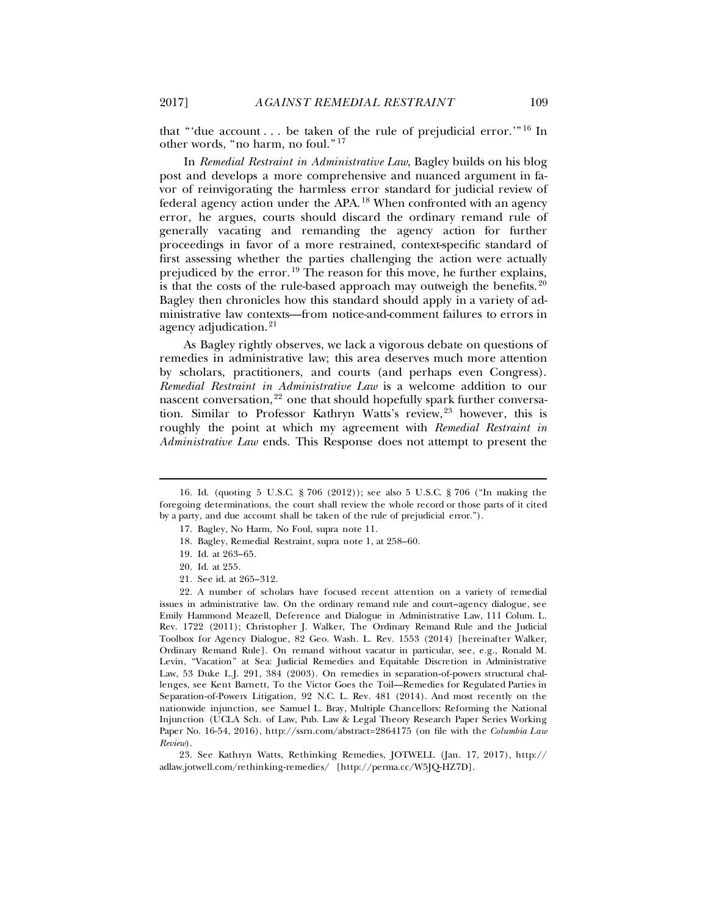that "'due account . . . be taken of the rule of prejudicial error.'"[16] In other words, "no harm, no foul."[17]

In *Remedial Restraint in Administrative Law*, Bagley builds on his blog post and develops a more comprehensive and nuanced argument in favor of reinvigorating the harmless error standard for judicial review of federal agency action under the APA.[18] When confronted with an agency error, he argues, courts should discard the ordinary remand rule of generally vacating and remanding the agency action for further proceedings in favor of a more restrained, context-specific standard of first assessing whether the parties challenging the action were actually prejudiced by the error.[19] The reason for this move, he further explains, is that the costs of the rule-based approach may outweigh the benefits.[20] Bagley then chronicles how this standard should apply in a variety of administrative law contexts—from notice-and-comment failures to errors in agency adjudication.[21]

As Bagley rightly observes, we lack a vigorous debate on questions of remedies in administrative law; this area deserves much more attention by scholars, practitioners, and courts (and perhaps even Congress). *Remedial Restraint in Administrative Law* is a welcome addition to our nascent conversation,[22] one that should hopefully spark further conversation. Similar to Professor Kathryn Watts's review,[23] however, this is roughly the point at which my agreement with *Remedial Restraint in Administrative Law* ends. This Response does not attempt to present the

---

16. Id. (quoting 5 U.S.C. § 706 (2012)); see also 5 U.S.C. § 706 ("In making the foregoing determinations, the court shall review the whole record or those parts of it cited by a party, and due account shall be taken of the rule of prejudicial error.").

17. Bagley, No Harm, No Foul, supra note 11.

18. Bagley, Remedial Restraint, supra note 1, at 258–60.

19. Id. at 263–65.

20. Id. at 255.

21. See id. at 265–312.

22. A number of scholars have focused recent attention on a variety of remedial issues in administrative law. On the ordinary remand rule and court–agency dialogue, see Emily Hammond Meazell, Deference and Dialogue in Administrative Law, 111 Colum. L. Rev. 1722 (2011); Christopher J. Walker, The Ordinary Remand Rule and the Judicial Toolbox for Agency Dialogue, 82 Geo. Wash. L. Rev. 1553 (2014) [hereinafter Walker, Ordinary Remand Rule]. On remand without vacatur in particular, see, e.g., Ronald M. Levin, "Vacation" at Sea: Judicial Remedies and Equitable Discretion in Administrative Law, 53 Duke L.J. 291, 384 (2003). On remedies in separation-of-powers structural challenges, see Kent Barnett, To the Victor Goes the Toil—Remedies for Regulated Parties in Separation-of-Powers Litigation, 92 N.C. L. Rev. 481 (2014). And most recently on the nationwide injunction, see Samuel L. Bray, Multiple Chancellors: Reforming the National Injunction (UCLA Sch. of Law, Pub. Law & Legal Theory Research Paper Series Working Paper No. 16-54, 2016), http://ssrn.com/abstract=2864175 (on file with the *Columbia Law Review*).

23. See Kathryn Watts, Rethinking Remedies, JOTWELL (Jan. 17, 2017), http://adlaw.jotwell.com/rethinking-remedies/ [http://perma.cc/W5JQ-HZ7D].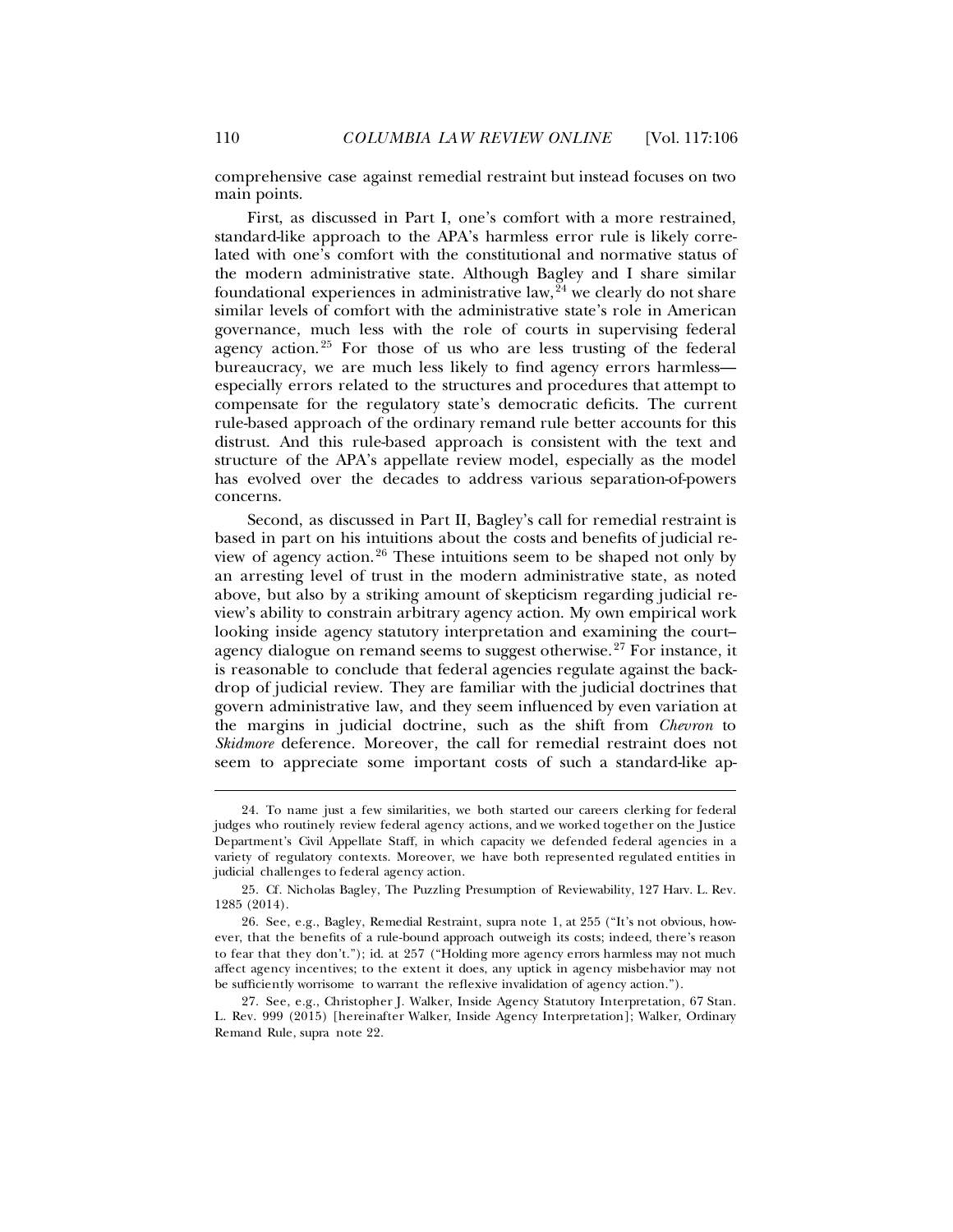comprehensive case against remedial restraint but instead focuses on two main points.

First, as discussed in Part I, one's comfort with a more restrained, standard-like approach to the APA's harmless error rule is likely correlated with one's comfort with the constitutional and normative status of the modern administrative state. Although Bagley and I share similar foundational experiences in administrative law,[24] we clearly do not share similar levels of comfort with the administrative state's role in American governance, much less with the role of courts in supervising federal agency action.[25] For those of us who are less trusting of the federal bureaucracy, we are much less likely to find agency errors harmless—especially errors related to the structures and procedures that attempt to compensate for the regulatory state's democratic deficits. The current rule-based approach of the ordinary remand rule better accounts for this distrust. And this rule-based approach is consistent with the text and structure of the APA's appellate review model, especially as the model has evolved over the decades to address various separation-of-powers concerns.

Second, as discussed in Part II, Bagley's call for remedial restraint is based in part on his intuitions about the costs and benefits of judicial review of agency action.[26] These intuitions seem to be shaped not only by an arresting level of trust in the modern administrative state, as noted above, but also by a striking amount of skepticism regarding judicial review's ability to constrain arbitrary agency action. My own empirical work looking inside agency statutory interpretation and examining the court–agency dialogue on remand seems to suggest otherwise.[27] For instance, it is reasonable to conclude that federal agencies regulate against the backdrop of judicial review. They are familiar with the judicial doctrines that govern administrative law, and they seem influenced by even variation at the margins in judicial doctrine, such as the shift from *Chevron* to *Skidmore* deference. Moreover, the call for remedial restraint does not seem to appreciate some important costs of such a standard-like ap-

---

24. To name just a few similarities, we both started our careers clerking for federal judges who routinely review federal agency actions, and we worked together on the Justice Department's Civil Appellate Staff, in which capacity we defended federal agencies in a variety of regulatory contexts. Moreover, we have both represented regulated entities in judicial challenges to federal agency action.

25. Cf. Nicholas Bagley, The Puzzling Presumption of Reviewability, 127 Harv. L. Rev. 1285 (2014).

26. See, e.g., Bagley, Remedial Restraint, supra note 1, at 255 ("It's not obvious, however, that the benefits of a rule-bound approach outweigh its costs; indeed, there's reason to fear that they don't."); id. at 257 ("Holding more agency errors harmless may not much affect agency incentives; to the extent it does, any uptick in agency misbehavior may not be sufficiently worrisome to warrant the reflexive invalidation of agency action.").

27. See, e.g., Christopher J. Walker, Inside Agency Statutory Interpretation, 67 Stan. L. Rev. 999 (2015) [hereinafter Walker, Inside Agency Interpretation]; Walker, Ordinary Remand Rule, supra note 22.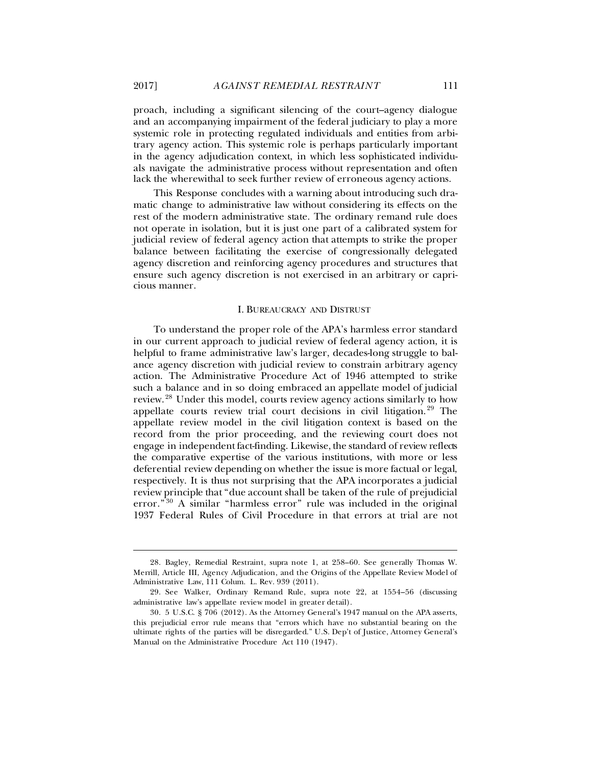proach, including a significant silencing of the court–agency dialogue and an accompanying impairment of the federal judiciary to play a more systemic role in protecting regulated individuals and entities from arbitrary agency action. This systemic role is perhaps particularly important in the agency adjudication context, in which less sophisticated individuals navigate the administrative process without representation and often lack the wherewithal to seek further review of erroneous agency actions.

This Response concludes with a warning about introducing such dramatic change to administrative law without considering its effects on the rest of the modern administrative state. The ordinary remand rule does not operate in isolation, but it is just one part of a calibrated system for judicial review of federal agency action that attempts to strike the proper balance between facilitating the exercise of congressionally delegated agency discretion and reinforcing agency procedures and structures that ensure such agency discretion is not exercised in an arbitrary or capricious manner.

## I. BUREAUCRACY AND DISTRUST

To understand the proper role of the APA's harmless error standard in our current approach to judicial review of federal agency action, it is helpful to frame administrative law's larger, decades-long struggle to balance agency discretion with judicial review to constrain arbitrary agency action. The Administrative Procedure Act of 1946 attempted to strike such a balance and in so doing embraced an appellate model of judicial review.[28] Under this model, courts review agency actions similarly to how appellate courts review trial court decisions in civil litigation.[29] The appellate review model in the civil litigation context is based on the record from the prior proceeding, and the reviewing court does not engage in independent fact-finding. Likewise, the standard of review reflects the comparative expertise of the various institutions, with more or less deferential review depending on whether the issue is more factual or legal, respectively. It is thus not surprising that the APA incorporates a judicial review principle that "due account shall be taken of the rule of prejudicial error."[30] A similar "harmless error" rule was included in the original 1937 Federal Rules of Civil Procedure in that errors at trial are not

---

28. Bagley, Remedial Restraint, supra note 1, at 258–60. See generally Thomas W. Merrill, Article III, Agency Adjudication, and the Origins of the Appellate Review Model of Administrative Law, 111 Colum. L. Rev. 939 (2011).

29. See Walker, Ordinary Remand Rule, supra note 22, at 1554–56 (discussing administrative law's appellate review model in greater detail).

30. 5 U.S.C. § 706 (2012). As the Attorney General's 1947 manual on the APA asserts, this prejudicial error rule means that "errors which have no substantial bearing on the ultimate rights of the parties will be disregarded." U.S. Dep't of Justice, Attorney General's Manual on the Administrative Procedure Act 110 (1947).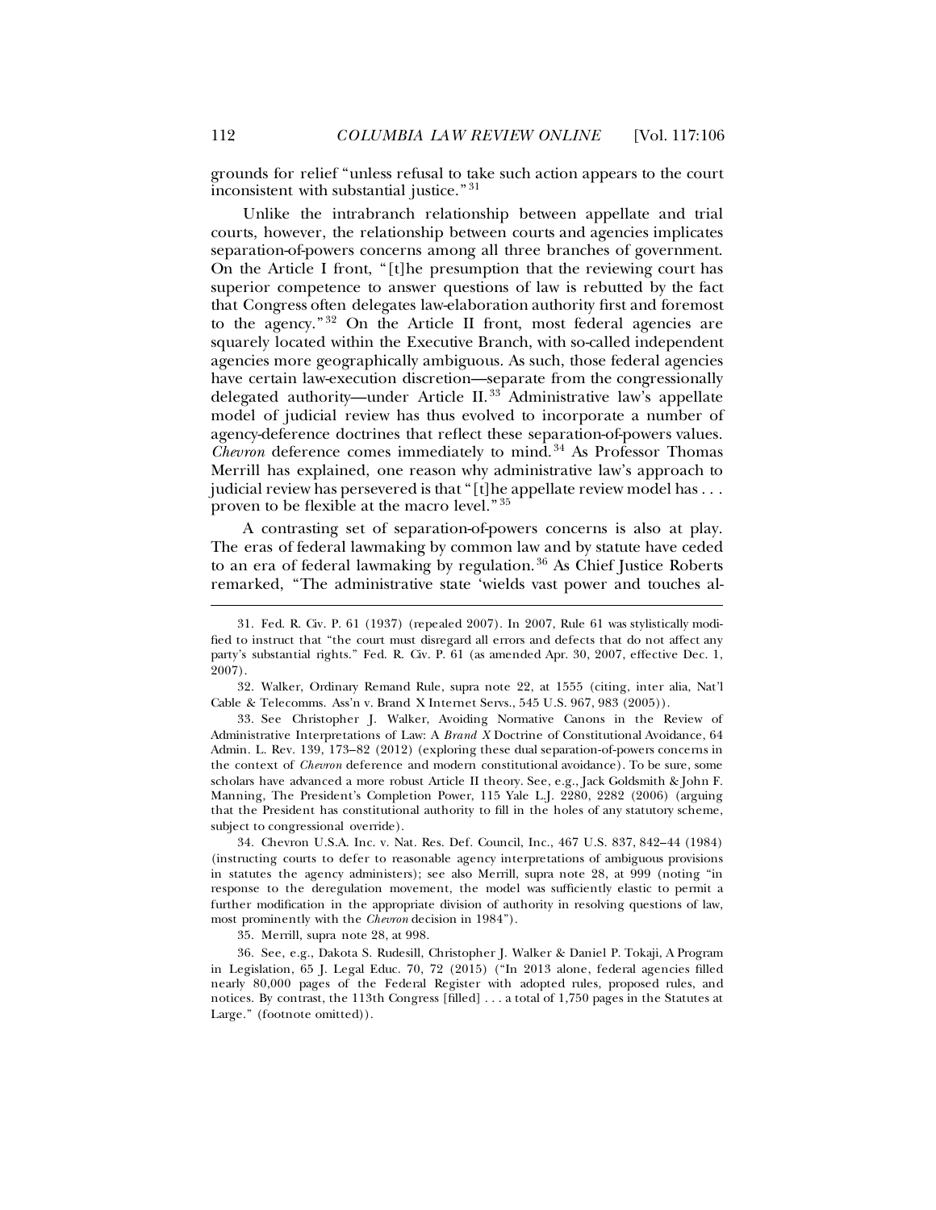grounds for relief "unless refusal to take such action appears to the court inconsistent with substantial justice."[31]

Unlike the intrabranch relationship between appellate and trial courts, however, the relationship between courts and agencies implicates separation-of-powers concerns among all three branches of government. On the Article I front, "[t]he presumption that the reviewing court has superior competence to answer questions of law is rebutted by the fact that Congress often delegates law-elaboration authority first and foremost to the agency."[32] On the Article II front, most federal agencies are squarely located within the Executive Branch, with so-called independent agencies more geographically ambiguous. As such, those federal agencies have certain law-execution discretion—separate from the congressionally delegated authority—under Article II.[33] Administrative law's appellate model of judicial review has thus evolved to incorporate a number of agency-deference doctrines that reflect these separation-of-powers values. *Chevron* deference comes immediately to mind.[34] As Professor Thomas Merrill has explained, one reason why administrative law's approach to judicial review has persevered is that "[t]he appellate review model has . . . proven to be flexible at the macro level."[35]

A contrasting set of separation-of-powers concerns is also at play. The eras of federal lawmaking by common law and by statute have ceded to an era of federal lawmaking by regulation.[36] As Chief Justice Roberts remarked, "The administrative state 'wields vast power and touches al-

---

31. Fed. R. Civ. P. 61 (1937) (repealed 2007). In 2007, Rule 61 was stylistically modified to instruct that "the court must disregard all errors and defects that do not affect any party's substantial rights." Fed. R. Civ. P. 61 (as amended Apr. 30, 2007, effective Dec. 1, 2007).

32. Walker, Ordinary Remand Rule, supra note 22, at 1555 (citing, inter alia, Nat'l Cable & Telecomms. Ass'n v. Brand X Internet Servs., 545 U.S. 967, 983 (2005)).

33. See Christopher J. Walker, Avoiding Normative Canons in the Review of Administrative Interpretations of Law: A *Brand X* Doctrine of Constitutional Avoidance, 64 Admin. L. Rev. 139, 173–82 (2012) (exploring these dual separation-of-powers concerns in the context of *Chevron* deference and modern constitutional avoidance). To be sure, some scholars have advanced a more robust Article II theory. See, e.g., Jack Goldsmith & John F. Manning, The President's Completion Power, 115 Yale L.J. 2280, 2282 (2006) (arguing that the President has constitutional authority to fill in the holes of any statutory scheme, subject to congressional override).

34. Chevron U.S.A. Inc. v. Nat. Res. Def. Council, Inc., 467 U.S. 837, 842–44 (1984) (instructing courts to defer to reasonable agency interpretations of ambiguous provisions in statutes the agency administers); see also Merrill, supra note 28, at 999 (noting "in response to the deregulation movement, the model was sufficiently elastic to permit a further modification in the appropriate division of authority in resolving questions of law, most prominently with the *Chevron* decision in 1984").

35. Merrill, supra note 28, at 998.

36. See, e.g., Dakota S. Rudesill, Christopher J. Walker & Daniel P. Tokaji, A Program in Legislation, 65 J. Legal Educ. 70, 72 (2015) ("In 2013 alone, federal agencies filled nearly 80,000 pages of the Federal Register with adopted rules, proposed rules, and notices. By contrast, the 113th Congress [filled] . . . a total of 1,750 pages in the Statutes at Large." (footnote omitted)).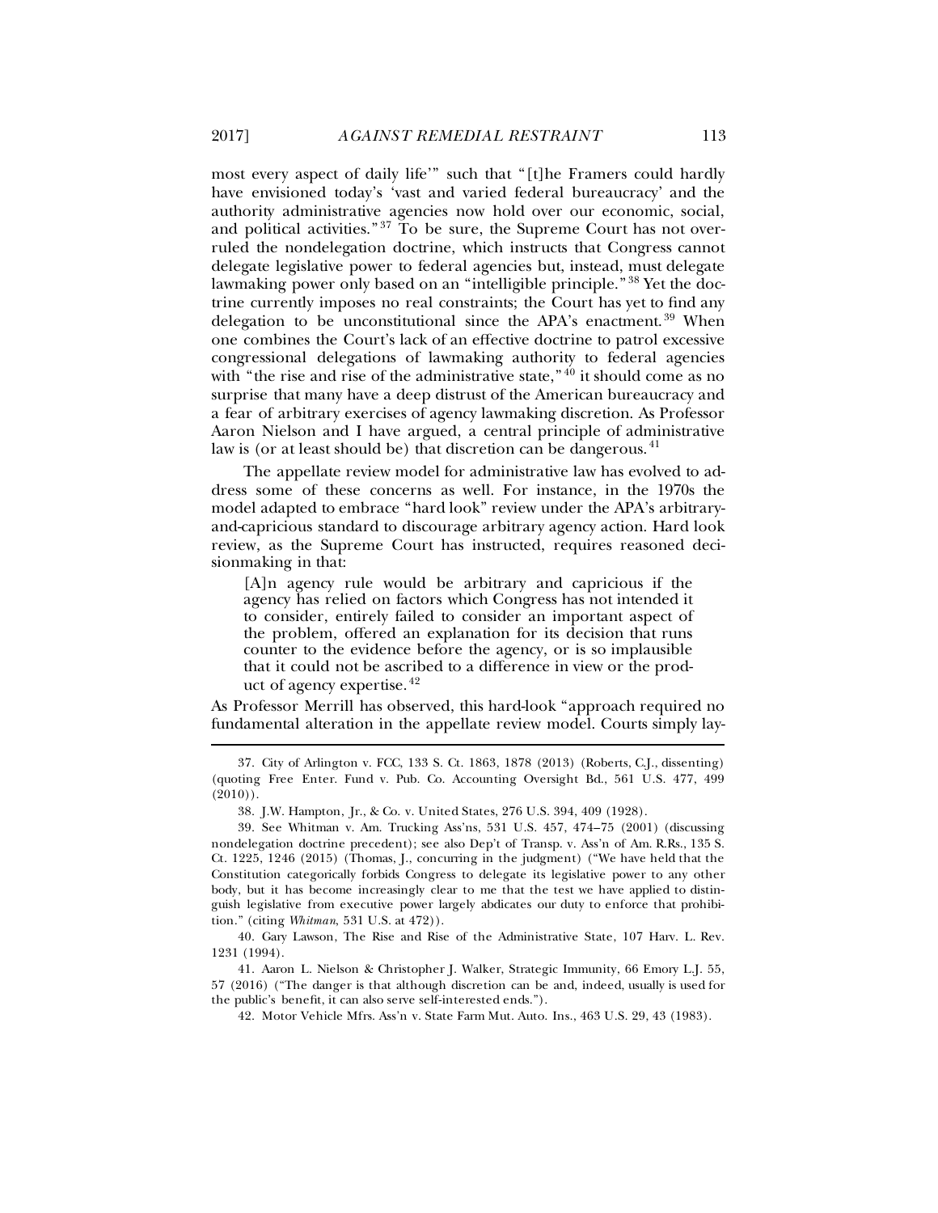most every aspect of daily life'" such that "[t]he Framers could hardly have envisioned today's 'vast and varied federal bureaucracy' and the authority administrative agencies now hold over our economic, social, and political activities."[37] To be sure, the Supreme Court has not overruled the nondelegation doctrine, which instructs that Congress cannot delegate legislative power to federal agencies but, instead, must delegate lawmaking power only based on an "intelligible principle."[38] Yet the doctrine currently imposes no real constraints; the Court has yet to find any delegation to be unconstitutional since the APA's enactment.[39] When one combines the Court's lack of an effective doctrine to patrol excessive congressional delegations of lawmaking authority to federal agencies with "the rise and rise of the administrative state,"[40] it should come as no surprise that many have a deep distrust of the American bureaucracy and a fear of arbitrary exercises of agency lawmaking discretion. As Professor Aaron Nielson and I have argued, a central principle of administrative law is (or at least should be) that discretion can be dangerous.[41]

The appellate review model for administrative law has evolved to address some of these concerns as well. For instance, in the 1970s the model adapted to embrace "hard look" review under the APA's arbitrary-and-capricious standard to discourage arbitrary agency action. Hard look review, as the Supreme Court has instructed, requires reasoned decisionmaking in that:

> [A]n agency rule would be arbitrary and capricious if the agency has relied on factors which Congress has not intended it to consider, entirely failed to consider an important aspect of the problem, offered an explanation for its decision that runs counter to the evidence before the agency, or is so implausible that it could not be ascribed to a difference in view or the product of agency expertise.[42]

As Professor Merrill has observed, this hard-look "approach required no fundamental alteration in the appellate review model. Courts simply lay-

---

37. City of Arlington v. FCC, 133 S. Ct. 1863, 1878 (2013) (Roberts, C.J., dissenting) (quoting Free Enter. Fund v. Pub. Co. Accounting Oversight Bd., 561 U.S. 477, 499 (2010)).

38. J.W. Hampton, Jr., & Co. v. United States, 276 U.S. 394, 409 (1928).

39. See Whitman v. Am. Trucking Ass'ns, 531 U.S. 457, 474–75 (2001) (discussing nondelegation doctrine precedent); see also Dep't of Transp. v. Ass'n of Am. R.Rs., 135 S. Ct. 1225, 1246 (2015) (Thomas, J., concurring in the judgment) ("We have held that the Constitution categorically forbids Congress to delegate its legislative power to any other body, but it has become increasingly clear to me that the test we have applied to distinguish legislative from executive power largely abdicates our duty to enforce that prohibition." (citing *Whitman*, 531 U.S. at 472)).

40. Gary Lawson, The Rise and Rise of the Administrative State, 107 Harv. L. Rev. 1231 (1994).

41. Aaron L. Nielson & Christopher J. Walker, Strategic Immunity, 66 Emory L.J. 55, 57 (2016) ("The danger is that although discretion can be and, indeed, usually is used for the public's benefit, it can also serve self-interested ends.").

42. Motor Vehicle Mfrs. Ass'n v. State Farm Mut. Auto. Ins., 463 U.S. 29, 43 (1983).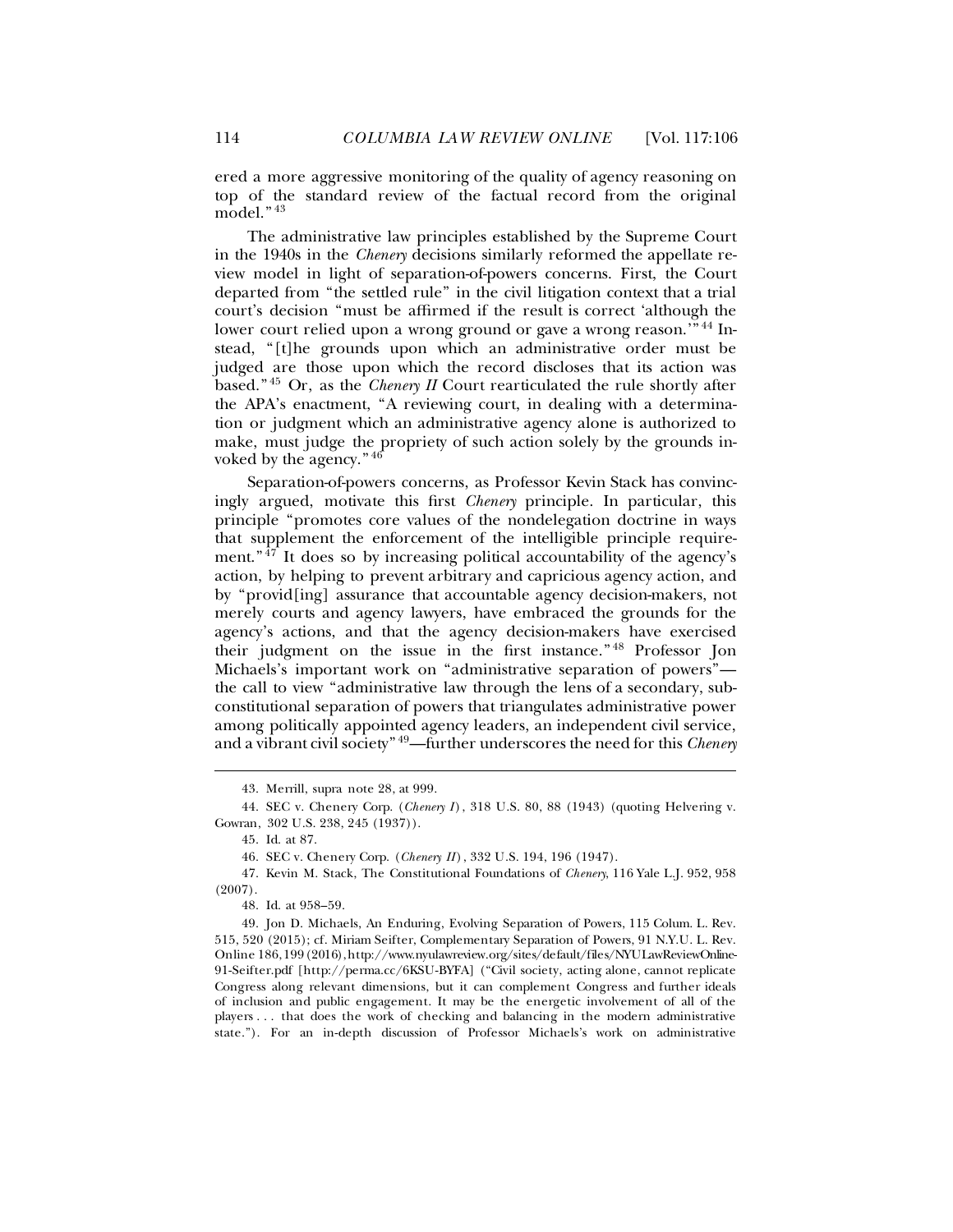ered a more aggressive monitoring of the quality of agency reasoning on top of the standard review of the factual record from the original model."[43]

The administrative law principles established by the Supreme Court in the 1940s in the *Chenery* decisions similarly reformed the appellate review model in light of separation-of-powers concerns. First, the Court departed from "the settled rule" in the civil litigation context that a trial court's decision "must be affirmed if the result is correct 'although the lower court relied upon a wrong ground or gave a wrong reason.'"[44] Instead, "[t]he grounds upon which an administrative order must be judged are those upon which the record discloses that its action was based."[45] Or, as the *Chenery II* Court rearticulated the rule shortly after the APA's enactment, "A reviewing court, in dealing with a determination or judgment which an administrative agency alone is authorized to make, must judge the propriety of such action solely by the grounds invoked by the agency."[46]

Separation-of-powers concerns, as Professor Kevin Stack has convincingly argued, motivate this first *Chenery* principle. In particular, this principle "promotes core values of the nondelegation doctrine in ways that supplement the enforcement of the intelligible principle requirement."[47] It does so by increasing political accountability of the agency's action, by helping to prevent arbitrary and capricious agency action, and by "provid[ing] assurance that accountable agency decision-makers, not merely courts and agency lawyers, have embraced the grounds for the agency's actions, and that the agency decision-makers have exercised their judgment on the issue in the first instance."[48] Professor Jon Michaels's important work on "administrative separation of powers"—the call to view "administrative law through the lens of a secondary, subconstitutional separation of powers that triangulates administrative power among politically appointed agency leaders, an independent civil service, and a vibrant civil society"[49]—further underscores the need for this *Chenery*

---

43. Merrill, supra note 28, at 999.

44. SEC v. Chenery Corp. (*Chenery I*), 318 U.S. 80, 88 (1943) (quoting Helvering v. Gowran, 302 U.S. 238, 245 (1937)).

45. Id. at 87.

46. SEC v. Chenery Corp. (*Chenery II*), 332 U.S. 194, 196 (1947).

47. Kevin M. Stack, The Constitutional Foundations of *Chenery*, 116 Yale L.J. 952, 958 (2007).

48. Id. at 958–59.

49. Jon D. Michaels, An Enduring, Evolving Separation of Powers, 115 Colum. L. Rev. 515, 520 (2015); cf. Miriam Seifter, Complementary Separation of Powers, 91 N.Y.U. L. Rev. Online 186, 199 (2016), http://www.nyulawreview.org/sites/default/files/NYULawReviewOnline-91-Seifter.pdf [http://perma.cc/6KSU-BYFA] ("Civil society, acting alone, cannot replicate Congress along relevant dimensions, but it can complement Congress and further ideals of inclusion and public engagement. It may be the energetic involvement of all of the players . . . that does the work of checking and balancing in the modern administrative state."). For an in-depth discussion of Professor Michaels's work on administrative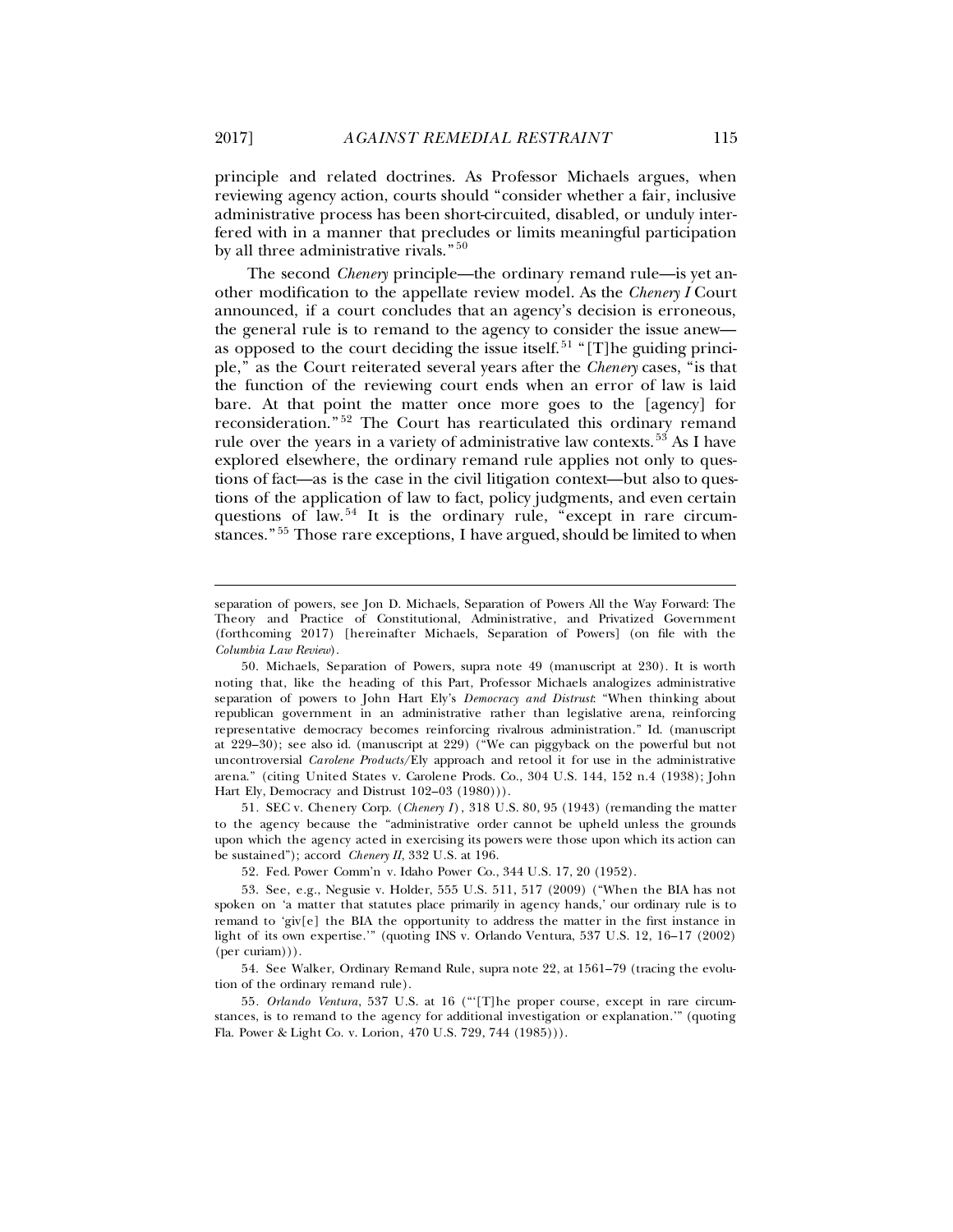principle and related doctrines. As Professor Michaels argues, when reviewing agency action, courts should "consider whether a fair, inclusive administrative process has been short-circuited, disabled, or unduly interfered with in a manner that precludes or limits meaningful participation by all three administrative rivals."[50]

The second *Chenery* principle—the ordinary remand rule—is yet another modification to the appellate review model. As the *Chenery I* Court announced, if a court concludes that an agency's decision is erroneous, the general rule is to remand to the agency to consider the issue anew—as opposed to the court deciding the issue itself.[51] "[T]he guiding principle," as the Court reiterated several years after the *Chenery* cases, "is that the function of the reviewing court ends when an error of law is laid bare. At that point the matter once more goes to the [agency] for reconsideration."[52] The Court has rearticulated this ordinary remand rule over the years in a variety of administrative law contexts.[53] As I have explored elsewhere, the ordinary remand rule applies not only to questions of fact—as is the case in the civil litigation context—but also to questions of the application of law to fact, policy judgments, and even certain questions of law.[54] It is the ordinary rule, "except in rare circumstances."[55] Those rare exceptions, I have argued, should be limited to when

---

separation of powers, see Jon D. Michaels, Separation of Powers All the Way Forward: The Theory and Practice of Constitutional, Administrative, and Privatized Government (forthcoming 2017) [hereinafter Michaels, Separation of Powers] (on file with the *Columbia Law Review*).

50. Michaels, Separation of Powers, supra note 49 (manuscript at 230). It is worth noting that, like the heading of this Part, Professor Michaels analogizes administrative separation of powers to John Hart Ely's *Democracy and Distrust*: "When thinking about republican government in an administrative rather than legislative arena, reinforcing representative democracy becomes reinforcing rivalrous administration." Id. (manuscript at 229–30); see also id. (manuscript at 229) ("We can piggyback on the powerful but not uncontroversial *Carolene Products*/Ely approach and retool it for use in the administrative arena." (citing United States v. Carolene Prods. Co., 304 U.S. 144, 152 n.4 (1938); John Hart Ely, Democracy and Distrust 102–03 (1980))).

51. SEC v. Chenery Corp. (*Chenery I*), 318 U.S. 80, 95 (1943) (remanding the matter to the agency because the "administrative order cannot be upheld unless the grounds upon which the agency acted in exercising its powers were those upon which its action can be sustained"); accord *Chenery II*, 332 U.S. at 196.

52. Fed. Power Comm'n v. Idaho Power Co., 344 U.S. 17, 20 (1952).

53. See, e.g., Negusie v. Holder, 555 U.S. 511, 517 (2009) ("When the BIA has not spoken on 'a matter that statutes place primarily in agency hands,' our ordinary rule is to remand to 'giv[e] the BIA the opportunity to address the matter in the first instance in light of its own expertise.'" (quoting INS v. Orlando Ventura, 537 U.S. 12, 16–17 (2002) (per curiam))).

54. See Walker, Ordinary Remand Rule, supra note 22, at 1561–79 (tracing the evolution of the ordinary remand rule).

55. *Orlando Ventura*, 537 U.S. at 16 ("'[T]he proper course, except in rare circumstances, is to remand to the agency for additional investigation or explanation.'" (quoting Fla. Power & Light Co. v. Lorion, 470 U.S. 729, 744 (1985))).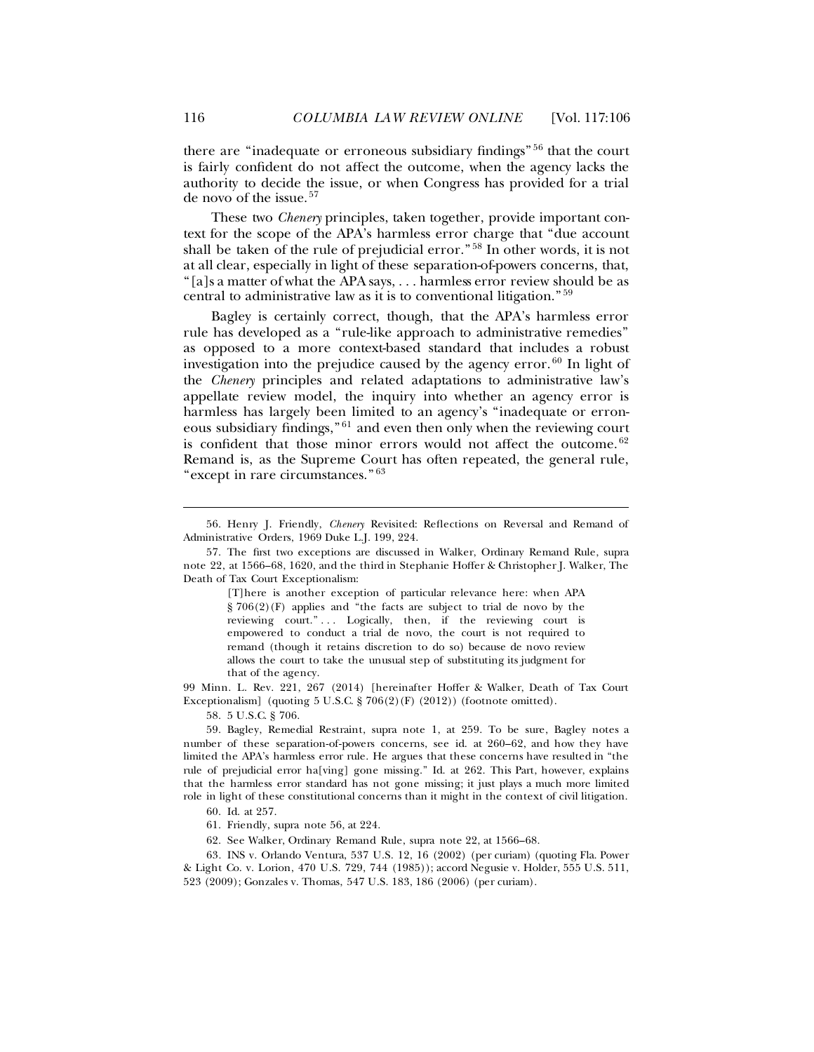there are "inadequate or erroneous subsidiary findings"[56] that the court is fairly confident do not affect the outcome, when the agency lacks the authority to decide the issue, or when Congress has provided for a trial de novo of the issue.[57]

These two *Chenery* principles, taken together, provide important context for the scope of the APA's harmless error charge that "due account shall be taken of the rule of prejudicial error."[58] In other words, it is not at all clear, especially in light of these separation-of-powers concerns, that, "[a]s a matter of what the APA says, . . . harmless error review should be as central to administrative law as it is to conventional litigation."[59]

Bagley is certainly correct, though, that the APA's harmless error rule has developed as a "rule-like approach to administrative remedies" as opposed to a more context-based standard that includes a robust investigation into the prejudice caused by the agency error.[60] In light of the *Chenery* principles and related adaptations to administrative law's appellate review model, the inquiry into whether an agency error is harmless has largely been limited to an agency's "inadequate or erroneous subsidiary findings,"[61] and even then only when the reviewing court is confident that those minor errors would not affect the outcome.[62] Remand is, as the Supreme Court has often repeated, the general rule, "except in rare circumstances."[63]

---

56. Henry J. Friendly, *Chenery* Revisited: Reflections on Reversal and Remand of Administrative Orders, 1969 Duke L.J. 199, 224.

57. The first two exceptions are discussed in Walker, Ordinary Remand Rule, supra note 22, at 1566–68, 1620, and the third in Stephanie Hoffer & Christopher J. Walker, The Death of Tax Court Exceptionalism:

> [T]here is another exception of particular relevance here: when APA § 706(2)(F) applies and "the facts are subject to trial de novo by the reviewing court." . . . Logically, then, if the reviewing court is empowered to conduct a trial de novo, the court is not required to remand (though it retains discretion to do so) because de novo review allows the court to take the unusual step of substituting its judgment for that of the agency.

99 Minn. L. Rev. 221, 267 (2014) [hereinafter Hoffer & Walker, Death of Tax Court Exceptionalism] (quoting 5 U.S.C. § 706(2)(F) (2012)) (footnote omitted).

58. 5 U.S.C. § 706.

59. Bagley, Remedial Restraint, supra note 1, at 259. To be sure, Bagley notes a number of these separation-of-powers concerns, see id. at 260–62, and how they have limited the APA's harmless error rule. He argues that these concerns have resulted in "the rule of prejudicial error ha[ving] gone missing." Id. at 262. This Part, however, explains that the harmless error standard has not gone missing; it just plays a much more limited role in light of these constitutional concerns than it might in the context of civil litigation.

60. Id. at 257.

61. Friendly, supra note 56, at 224.

62. See Walker, Ordinary Remand Rule, supra note 22, at 1566–68.

63. INS v. Orlando Ventura, 537 U.S. 12, 16 (2002) (per curiam) (quoting Fla. Power & Light Co. v. Lorion, 470 U.S. 729, 744 (1985)); accord Negusie v. Holder, 555 U.S. 511, 523 (2009); Gonzales v. Thomas, 547 U.S. 183, 186 (2006) (per curiam).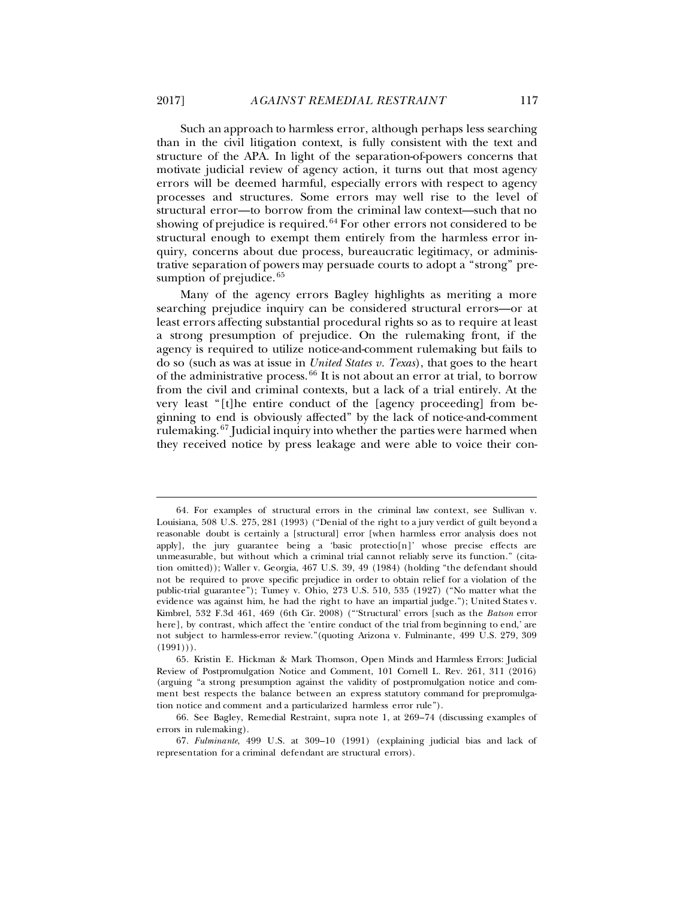Such an approach to harmless error, although perhaps less searching than in the civil litigation context, is fully consistent with the text and structure of the APA. In light of the separation-of-powers concerns that motivate judicial review of agency action, it turns out that most agency errors will be deemed harmful, especially errors with respect to agency processes and structures. Some errors may well rise to the level of structural error—to borrow from the criminal law context—such that no showing of prejudice is required.[64] For other errors not considered to be structural enough to exempt them entirely from the harmless error inquiry, concerns about due process, bureaucratic legitimacy, or administrative separation of powers may persuade courts to adopt a "strong" presumption of prejudice.[65]

Many of the agency errors Bagley highlights as meriting a more searching prejudice inquiry can be considered structural errors—or at least errors affecting substantial procedural rights so as to require at least a strong presumption of prejudice. On the rulemaking front, if the agency is required to utilize notice-and-comment rulemaking but fails to do so (such as was at issue in *United States v. Texas*), that goes to the heart of the administrative process.[66] It is not about an error at trial, to borrow from the civil and criminal contexts, but a lack of a trial entirely. At the very least "[t]he entire conduct of the [agency proceeding] from beginning to end is obviously affected" by the lack of notice-and-comment rulemaking.[67] Judicial inquiry into whether the parties were harmed when they received notice by press leakage and were able to voice their con-

---

64. For examples of structural errors in the criminal law context, see Sullivan v. Louisiana, 508 U.S. 275, 281 (1993) ("Denial of the right to a jury verdict of guilt beyond a reasonable doubt is certainly a [structural] error [when harmless error analysis does not apply], the jury guarantee being a 'basic protectio[n]' whose precise effects are unmeasurable, but without which a criminal trial cannot reliably serve its function." (citation omitted)); Waller v. Georgia, 467 U.S. 39, 49 (1984) (holding "the defendant should not be required to prove specific prejudice in order to obtain relief for a violation of the public-trial guarantee"); Tumey v. Ohio, 273 U.S. 510, 535 (1927) ("No matter what the evidence was against him, he had the right to have an impartial judge."); United States v. Kimbrel, 532 F.3d 461, 469 (6th Cir. 2008) ("'Structural' errors [such as the *Batson* error here], by contrast, which affect the 'entire conduct of the trial from beginning to end,' are not subject to harmless-error review."(quoting Arizona v. Fulminante, 499 U.S. 279, 309 (1991))).

65. Kristin E. Hickman & Mark Thomson, Open Minds and Harmless Errors: Judicial Review of Postpromulgation Notice and Comment, 101 Cornell L. Rev. 261, 311 (2016) (arguing "a strong presumption against the validity of postpromulgation notice and comment best respects the balance between an express statutory command for prepromulgation notice and comment and a particularized harmless error rule").

66. See Bagley, Remedial Restraint, supra note 1, at 269–74 (discussing examples of errors in rulemaking).

67. *Fulminante*, 499 U.S. at 309–10 (1991) (explaining judicial bias and lack of representation for a criminal defendant are structural errors).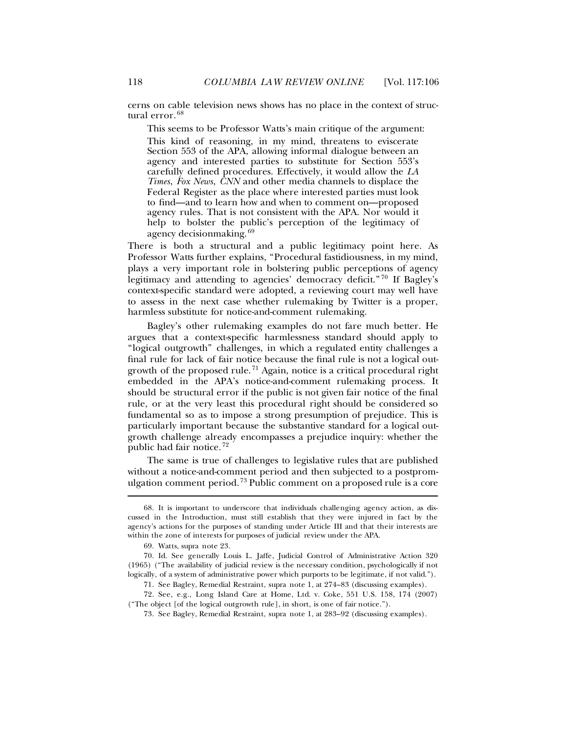cerns on cable television news shows has no place in the context of structural error.[68]

This seems to be Professor Watts's main critique of the argument:

> This kind of reasoning, in my mind, threatens to eviscerate Section 553 of the APA, allowing informal dialogue between an agency and interested parties to substitute for Section 553's carefully defined procedures. Effectively, it would allow the *LA Times*, *Fox News*, *CNN* and other media channels to displace the Federal Register as the place where interested parties must look to find—and to learn how and when to comment on—proposed agency rules. That is not consistent with the APA. Nor would it help to bolster the public's perception of the legitimacy of agency decisionmaking.[69]

There is both a structural and a public legitimacy point here. As Professor Watts further explains, "Procedural fastidiousness, in my mind, plays a very important role in bolstering public perceptions of agency legitimacy and attending to agencies' democracy deficit."[70] If Bagley's context-specific standard were adopted, a reviewing court may well have to assess in the next case whether rulemaking by Twitter is a proper, harmless substitute for notice-and-comment rulemaking.

Bagley's other rulemaking examples do not fare much better. He argues that a context-specific harmlessness standard should apply to "logical outgrowth" challenges, in which a regulated entity challenges a final rule for lack of fair notice because the final rule is not a logical outgrowth of the proposed rule.[71] Again, notice is a critical procedural right embedded in the APA's notice-and-comment rulemaking process. It should be structural error if the public is not given fair notice of the final rule, or at the very least this procedural right should be considered so fundamental so as to impose a strong presumption of prejudice. This is particularly important because the substantive standard for a logical outgrowth challenge already encompasses a prejudice inquiry: whether the public had fair notice.[72]

The same is true of challenges to legislative rules that are published without a notice-and-comment period and then subjected to a postpromulgation comment period.[73] Public comment on a proposed rule is a core

---

68. It is important to underscore that individuals challenging agency action, as discussed in the Introduction, must still establish that they were injured in fact by the agency's actions for the purposes of standing under Article III and that their interests are within the zone of interests for purposes of judicial review under the APA.

69. Watts, supra note 23.

70. Id. See generally Louis L. Jaffe, Judicial Control of Administrative Action 320 (1965) ("The availability of judicial review is the necessary condition, psychologically if not logically, of a system of administrative power which purports to be legitimate, if not valid.").

71. See Bagley, Remedial Restraint, supra note 1, at 274–83 (discussing examples).

72. See, e.g., Long Island Care at Home, Ltd. v. Coke, 551 U.S. 158, 174 (2007) ("The object [of the logical outgrowth rule], in short, is one of fair notice.").

73. See Bagley, Remedial Restraint, supra note 1, at 283–92 (discussing examples).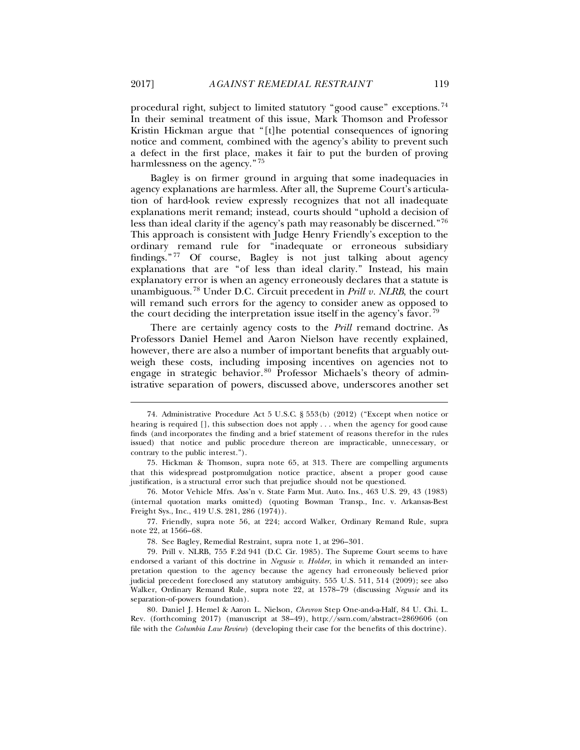procedural right, subject to limited statutory "good cause" exceptions.[74] In their seminal treatment of this issue, Mark Thomson and Professor Kristin Hickman argue that "[t]he potential consequences of ignoring notice and comment, combined with the agency's ability to prevent such a defect in the first place, makes it fair to put the burden of proving harmlessness on the agency."[75]

Bagley is on firmer ground in arguing that some inadequacies in agency explanations are harmless. After all, the Supreme Court's articulation of hard-look review expressly recognizes that not all inadequate explanations merit remand; instead, courts should "uphold a decision of less than ideal clarity if the agency's path may reasonably be discerned."[76] This approach is consistent with Judge Henry Friendly's exception to the ordinary remand rule for "inadequate or erroneous subsidiary findings."[77] Of course, Bagley is not just talking about agency explanations that are "of less than ideal clarity." Instead, his main explanatory error is when an agency erroneously declares that a statute is unambiguous.[78] Under D.C. Circuit precedent in *Prill v. NLRB*, the court will remand such errors for the agency to consider anew as opposed to the court deciding the interpretation issue itself in the agency's favor.[79]

There are certainly agency costs to the *Prill* remand doctrine. As Professors Daniel Hemel and Aaron Nielson have recently explained, however, there are also a number of important benefits that arguably outweigh these costs, including imposing incentives on agencies not to engage in strategic behavior.[80] Professor Michaels's theory of administrative separation of powers, discussed above, underscores another set

---

74. Administrative Procedure Act 5 U.S.C. § 553(b) (2012) ("Except when notice or hearing is required [], this subsection does not apply . . . when the agency for good cause finds (and incorporates the finding and a brief statement of reasons therefor in the rules issued) that notice and public procedure thereon are impracticable, unnecessary, or contrary to the public interest.").

75. Hickman & Thomson, supra note 65, at 313. There are compelling arguments that this widespread postpromulgation notice practice, absent a proper good cause justification, is a structural error such that prejudice should not be questioned.

76. Motor Vehicle Mfrs. Ass'n v. State Farm Mut. Auto. Ins., 463 U.S. 29, 43 (1983) (internal quotation marks omitted) (quoting Bowman Transp., Inc. v. Arkansas-Best Freight Sys., Inc., 419 U.S. 281, 286 (1974)).

77. Friendly, supra note 56, at 224; accord Walker, Ordinary Remand Rule, supra note 22, at 1566–68.

78. See Bagley, Remedial Restraint, supra note 1, at 296–301.

79. Prill v. NLRB, 755 F.2d 941 (D.C. Cir. 1985). The Supreme Court seems to have endorsed a variant of this doctrine in *Negusie v. Holder*, in which it remanded an interpretation question to the agency because the agency had erroneously believed prior judicial precedent foreclosed any statutory ambiguity. 555 U.S. 511, 514 (2009); see also Walker, Ordinary Remand Rule, supra note 22, at 1578–79 (discussing *Negusie* and its separation-of-powers foundation).

80. Daniel J. Hemel & Aaron L. Nielson, *Chevron* Step One-and-a-Half, 84 U. Chi. L. Rev. (forthcoming 2017) (manuscript at 38–49), http://ssrn.com/abstract=2869606 (on file with the *Columbia Law Review*) (developing their case for the benefits of this doctrine).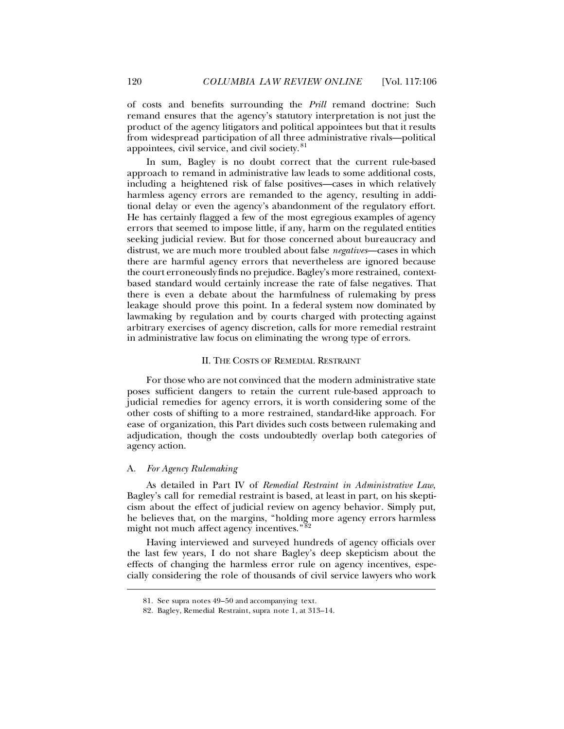of costs and benefits surrounding the *Prill* remand doctrine: Such remand ensures that the agency's statutory interpretation is not just the product of the agency litigators and political appointees but that it results from widespread participation of all three administrative rivals—political appointees, civil service, and civil society.[81]

In sum, Bagley is no doubt correct that the current rule-based approach to remand in administrative law leads to some additional costs, including a heightened risk of false positives—cases in which relatively harmless agency errors are remanded to the agency, resulting in additional delay or even the agency's abandonment of the regulatory effort. He has certainly flagged a few of the most egregious examples of agency errors that seemed to impose little, if any, harm on the regulated entities seeking judicial review. But for those concerned about bureaucracy and distrust, we are much more troubled about false *negatives*—cases in which there are harmful agency errors that nevertheless are ignored because the court erroneously finds no prejudice. Bagley's more restrained, context-based standard would certainly increase the rate of false negatives. That there is even a debate about the harmfulness of rulemaking by press leakage should prove this point. In a federal system now dominated by lawmaking by regulation and by courts charged with protecting against arbitrary exercises of agency discretion, calls for more remedial restraint in administrative law focus on eliminating the wrong type of errors.

## II. The Costs of Remedial Restraint

For those who are not convinced that the modern administrative state poses sufficient dangers to retain the current rule-based approach to judicial remedies for agency errors, it is worth considering some of the other costs of shifting to a more restrained, standard-like approach. For ease of organization, this Part divides such costs between rulemaking and adjudication, though the costs undoubtedly overlap both categories of agency action.

### A. *For Agency Rulemaking*

As detailed in Part IV of *Remedial Restraint in Administrative Law*, Bagley's call for remedial restraint is based, at least in part, on his skepticism about the effect of judicial review on agency behavior. Simply put, he believes that, on the margins, "holding more agency errors harmless might not much affect agency incentives."[82]

Having interviewed and surveyed hundreds of agency officials over the last few years, I do not share Bagley's deep skepticism about the effects of changing the harmless error rule on agency incentives, especially considering the role of thousands of civil service lawyers who work

---

81. See supra notes 49–50 and accompanying text.

82. Bagley, Remedial Restraint, supra note 1, at 313–14.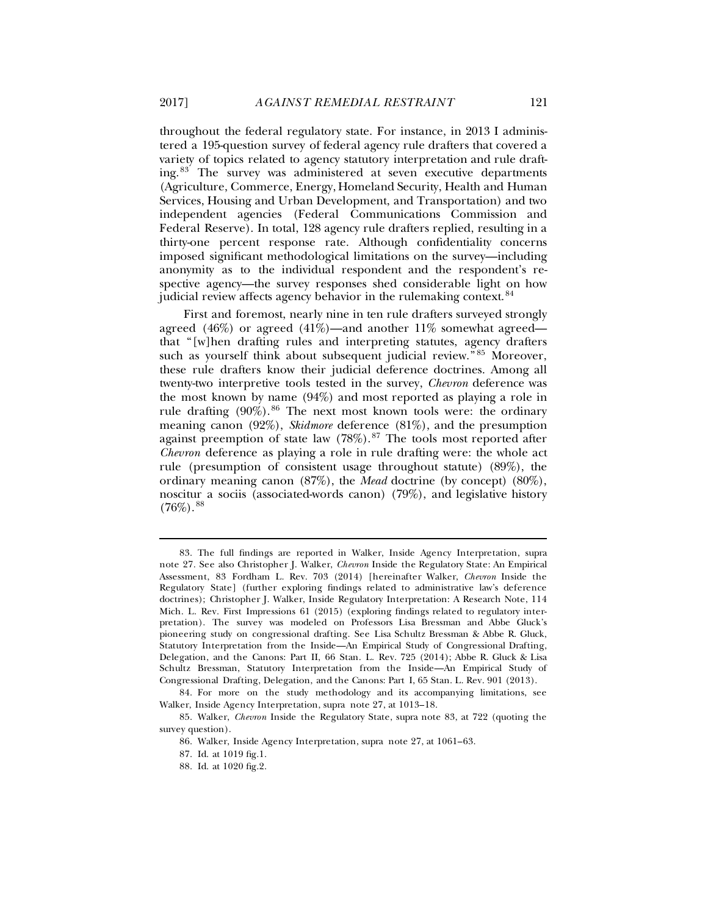throughout the federal regulatory state. For instance, in 2013 I administered a 195-question survey of federal agency rule drafters that covered a variety of topics related to agency statutory interpretation and rule drafting.[83] The survey was administered at seven executive departments (Agriculture, Commerce, Energy, Homeland Security, Health and Human Services, Housing and Urban Development, and Transportation) and two independent agencies (Federal Communications Commission and Federal Reserve). In total, 128 agency rule drafters replied, resulting in a thirty-one percent response rate. Although confidentiality concerns imposed significant methodological limitations on the survey—including anonymity as to the individual respondent and the respondent's respective agency—the survey responses shed considerable light on how judicial review affects agency behavior in the rulemaking context.[84]

First and foremost, nearly nine in ten rule drafters surveyed strongly agreed (46%) or agreed (41%)—and another 11% somewhat agreed—that "[w]hen drafting rules and interpreting statutes, agency drafters such as yourself think about subsequent judicial review."[85] Moreover, these rule drafters know their judicial deference doctrines. Among all twenty-two interpretive tools tested in the survey, *Chevron* deference was the most known by name (94%) and most reported as playing a role in rule drafting (90%).[86] The next most known tools were: the ordinary meaning canon (92%), *Skidmore* deference (81%), and the presumption against preemption of state law (78%).[87] The tools most reported after *Chevron* deference as playing a role in rule drafting were: the whole act rule (presumption of consistent usage throughout statute) (89%), the ordinary meaning canon (87%), the *Mead* doctrine (by concept) (80%), noscitur a sociis (associated-words canon) (79%), and legislative history (76%).[88]

---

83. The full findings are reported in Walker, Inside Agency Interpretation, supra note 27. See also Christopher J. Walker, *Chevron* Inside the Regulatory State: An Empirical Assessment, 83 Fordham L. Rev. 703 (2014) [hereinafter Walker, *Chevron* Inside the Regulatory State] (further exploring findings related to administrative law's deference doctrines); Christopher J. Walker, Inside Regulatory Interpretation: A Research Note, 114 Mich. L. Rev. First Impressions 61 (2015) (exploring findings related to regulatory interpretation). The survey was modeled on Professors Lisa Bressman and Abbe Gluck's pioneering study on congressional drafting. See Lisa Schultz Bressman & Abbe R. Gluck, Statutory Interpretation from the Inside—An Empirical Study of Congressional Drafting, Delegation, and the Canons: Part II, 66 Stan. L. Rev. 725 (2014); Abbe R. Gluck & Lisa Schultz Bressman, Statutory Interpretation from the Inside—An Empirical Study of Congressional Drafting, Delegation, and the Canons: Part I, 65 Stan. L. Rev. 901 (2013).

84. For more on the study methodology and its accompanying limitations, see Walker, Inside Agency Interpretation, supra note 27, at 1013–18.

85. Walker, *Chevron* Inside the Regulatory State, supra note 83, at 722 (quoting the survey question).

86. Walker, Inside Agency Interpretation, supra note 27, at 1061–63.

87. Id. at 1019 fig.1.

88. Id. at 1020 fig.2.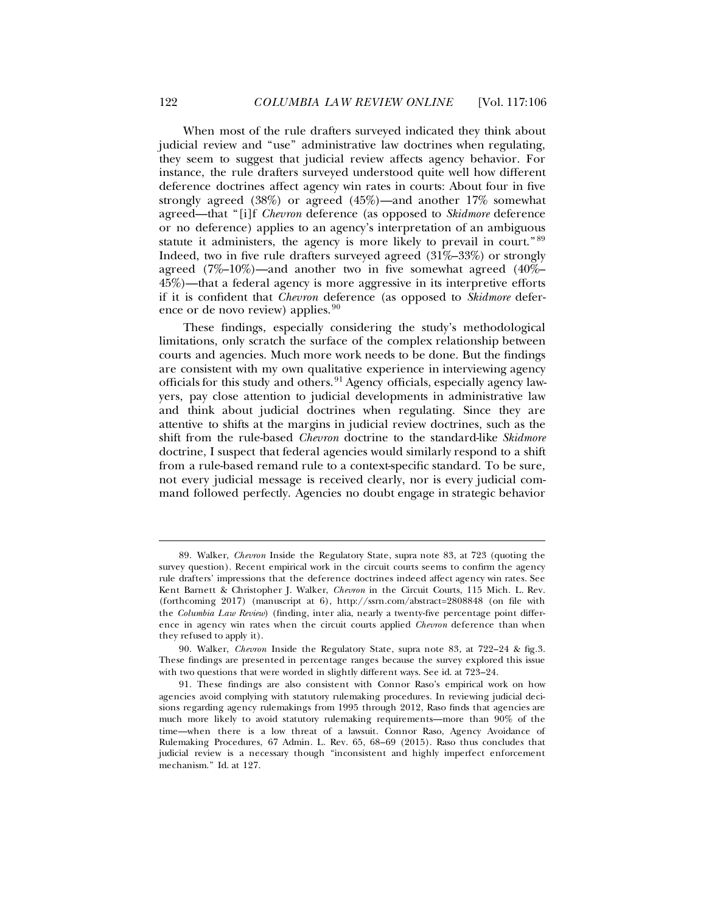When most of the rule drafters surveyed indicated they think about judicial review and "use" administrative law doctrines when regulating, they seem to suggest that judicial review affects agency behavior. For instance, the rule drafters surveyed understood quite well how different deference doctrines affect agency win rates in courts: About four in five strongly agreed (38%) or agreed (45%)—and another 17% somewhat agreed—that "[i]f *Chevron* deference (as opposed to *Skidmore* deference or no deference) applies to an agency's interpretation of an ambiguous statute it administers, the agency is more likely to prevail in court."[89] Indeed, two in five rule drafters surveyed agreed (31%–33%) or strongly agreed (7%–10%)—and another two in five somewhat agreed (40%–45%)—that a federal agency is more aggressive in its interpretive efforts if it is confident that *Chevron* deference (as opposed to *Skidmore* deference or de novo review) applies.[90]

These findings, especially considering the study's methodological limitations, only scratch the surface of the complex relationship between courts and agencies. Much more work needs to be done. But the findings are consistent with my own qualitative experience in interviewing agency officials for this study and others.[91] Agency officials, especially agency lawyers, pay close attention to judicial developments in administrative law and think about judicial doctrines when regulating. Since they are attentive to shifts at the margins in judicial review doctrines, such as the shift from the rule-based *Chevron* doctrine to the standard-like *Skidmore* doctrine, I suspect that federal agencies would similarly respond to a shift from a rule-based remand rule to a context-specific standard. To be sure, not every judicial message is received clearly, nor is every judicial command followed perfectly. Agencies no doubt engage in strategic behavior

---

89. Walker, *Chevron* Inside the Regulatory State, supra note 83, at 723 (quoting the survey question). Recent empirical work in the circuit courts seems to confirm the agency rule drafters' impressions that the deference doctrines indeed affect agency win rates. See Kent Barnett & Christopher J. Walker, *Chevron* in the Circuit Courts, 115 Mich. L. Rev. (forthcoming 2017) (manuscript at 6), http://ssrn.com/abstract=2808848 (on file with the *Columbia Law Review*) (finding, inter alia, nearly a twenty-five percentage point difference in agency win rates when the circuit courts applied *Chevron* deference than when they refused to apply it).

90. Walker, *Chevron* Inside the Regulatory State, supra note 83, at 722–24 & fig.3. These findings are presented in percentage ranges because the survey explored this issue with two questions that were worded in slightly different ways. See id. at 723–24.

91. These findings are also consistent with Connor Raso's empirical work on how agencies avoid complying with statutory rulemaking procedures. In reviewing judicial decisions regarding agency rulemakings from 1995 through 2012, Raso finds that agencies are much more likely to avoid statutory rulemaking requirements—more than 90% of the time—when there is a low threat of a lawsuit. Connor Raso, Agency Avoidance of Rulemaking Procedures, 67 Admin. L. Rev. 65, 68–69 (2015). Raso thus concludes that judicial review is a necessary though "inconsistent and highly imperfect enforcement mechanism." Id. at 127.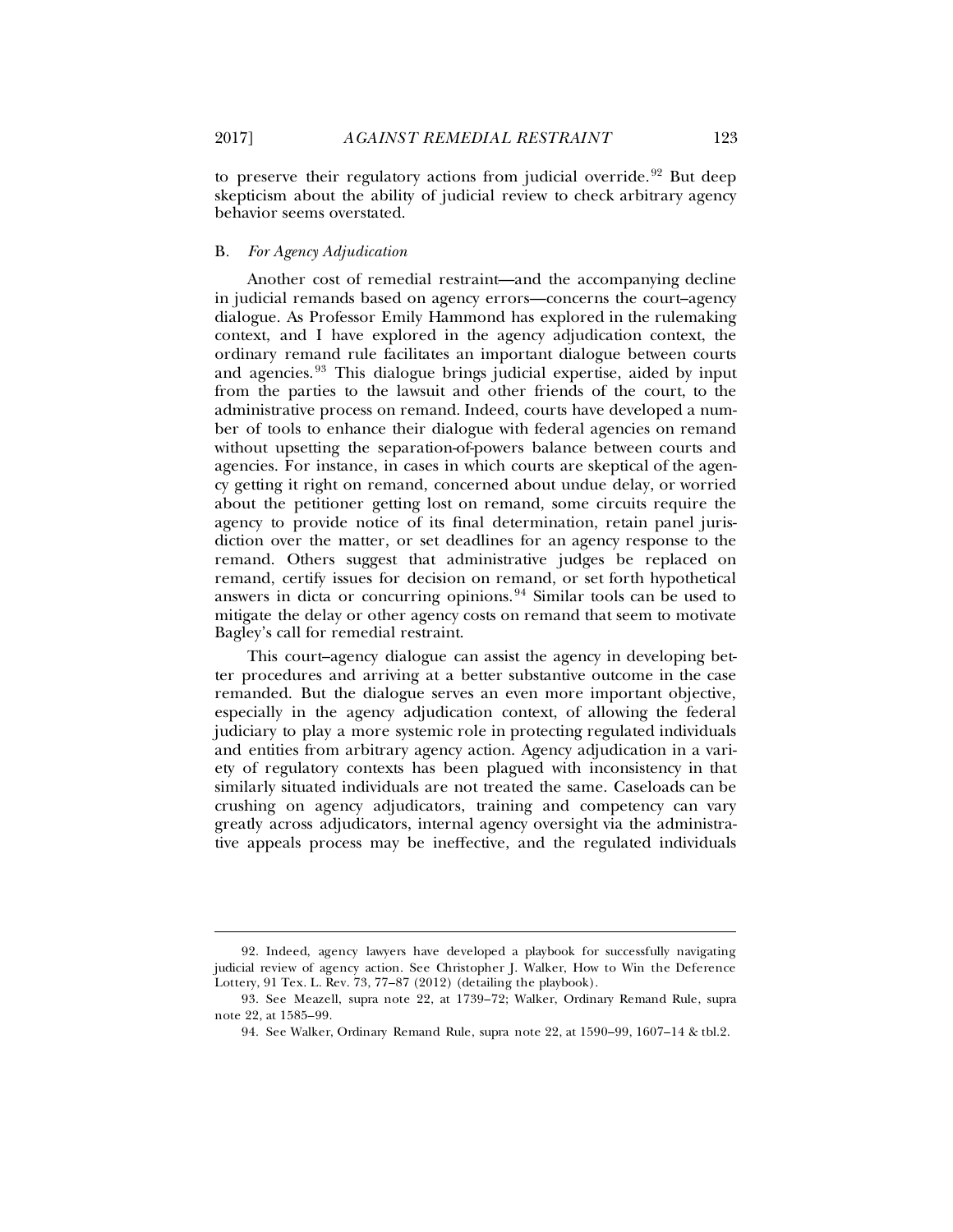to preserve their regulatory actions from judicial override.[92] But deep skepticism about the ability of judicial review to check arbitrary agency behavior seems overstated.

### B. *For Agency Adjudication*

Another cost of remedial restraint—and the accompanying decline in judicial remands based on agency errors—concerns the court–agency dialogue. As Professor Emily Hammond has explored in the rulemaking context, and I have explored in the agency adjudication context, the ordinary remand rule facilitates an important dialogue between courts and agencies.[93] This dialogue brings judicial expertise, aided by input from the parties to the lawsuit and other friends of the court, to the administrative process on remand. Indeed, courts have developed a number of tools to enhance their dialogue with federal agencies on remand without upsetting the separation-of-powers balance between courts and agencies. For instance, in cases in which courts are skeptical of the agency getting it right on remand, concerned about undue delay, or worried about the petitioner getting lost on remand, some circuits require the agency to provide notice of its final determination, retain panel jurisdiction over the matter, or set deadlines for an agency response to the remand. Others suggest that administrative judges be replaced on remand, certify issues for decision on remand, or set forth hypothetical answers in dicta or concurring opinions.[94] Similar tools can be used to mitigate the delay or other agency costs on remand that seem to motivate Bagley's call for remedial restraint.

This court–agency dialogue can assist the agency in developing better procedures and arriving at a better substantive outcome in the case remanded. But the dialogue serves an even more important objective, especially in the agency adjudication context, of allowing the federal judiciary to play a more systemic role in protecting regulated individuals and entities from arbitrary agency action. Agency adjudication in a variety of regulatory contexts has been plagued with inconsistency in that similarly situated individuals are not treated the same. Caseloads can be crushing on agency adjudicators, training and competency can vary greatly across adjudicators, internal agency oversight via the administrative appeals process may be ineffective, and the regulated individuals

---

92. Indeed, agency lawyers have developed a playbook for successfully navigating judicial review of agency action. See Christopher J. Walker, How to Win the Deference Lottery, 91 Tex. L. Rev. 73, 77–87 (2012) (detailing the playbook).

93. See Meazell, supra note 22, at 1739–72; Walker, Ordinary Remand Rule, supra note 22, at 1585–99.

94. See Walker, Ordinary Remand Rule, supra note 22, at 1590–99, 1607–14 & tbl.2.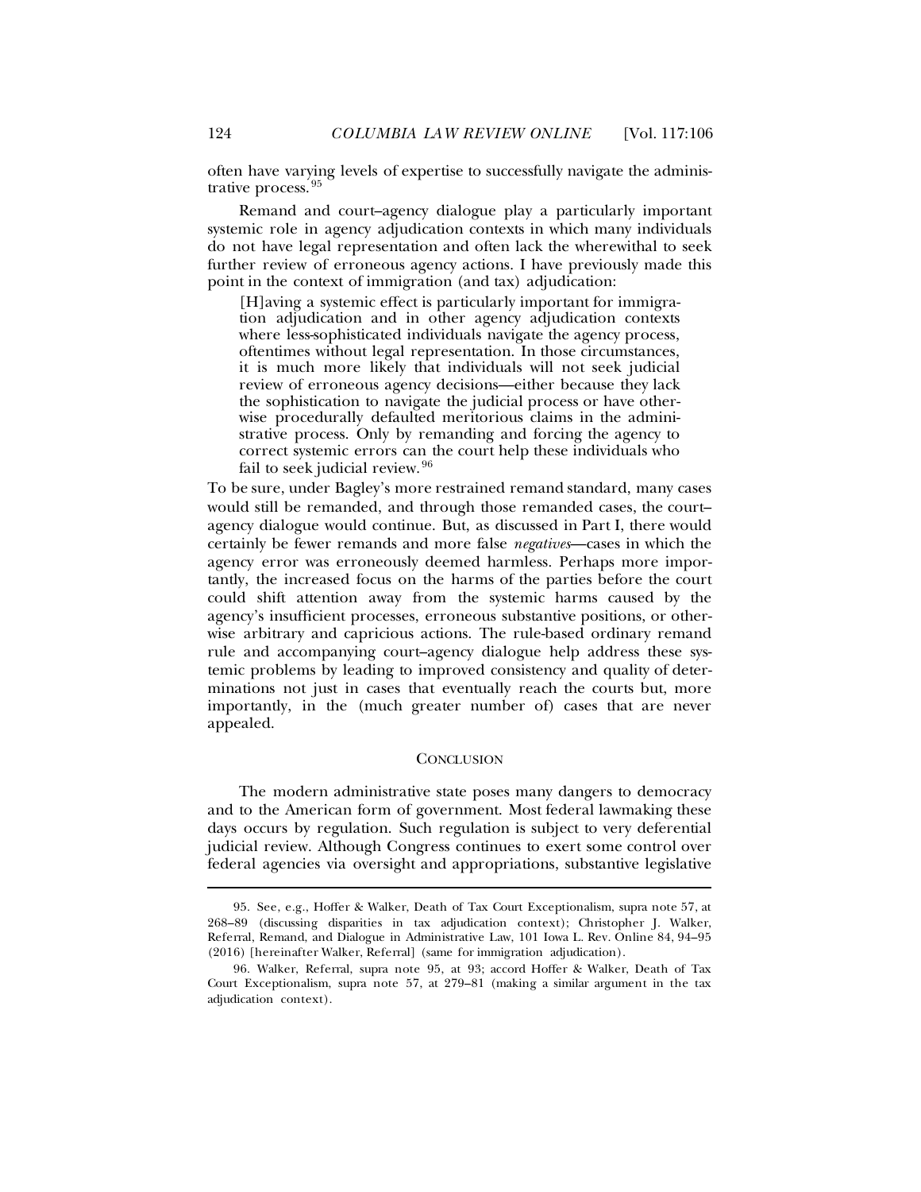often have varying levels of expertise to successfully navigate the administrative process.[95]

Remand and court–agency dialogue play a particularly important systemic role in agency adjudication contexts in which many individuals do not have legal representation and often lack the wherewithal to seek further review of erroneous agency actions. I have previously made this point in the context of immigration (and tax) adjudication:

> [H]aving a systemic effect is particularly important for immigration adjudication and in other agency adjudication contexts where less-sophisticated individuals navigate the agency process, oftentimes without legal representation. In those circumstances, it is much more likely that individuals will not seek judicial review of erroneous agency decisions—either because they lack the sophistication to navigate the judicial process or have otherwise procedurally defaulted meritorious claims in the administrative process. Only by remanding and forcing the agency to correct systemic errors can the court help these individuals who fail to seek judicial review.[96]

To be sure, under Bagley's more restrained remand standard, many cases would still be remanded, and through those remanded cases, the court–agency dialogue would continue. But, as discussed in Part I, there would certainly be fewer remands and more false *negatives*—cases in which the agency error was erroneously deemed harmless. Perhaps more importantly, the increased focus on the harms of the parties before the court could shift attention away from the systemic harms caused by the agency's insufficient processes, erroneous substantive positions, or otherwise arbitrary and capricious actions. The rule-based ordinary remand rule and accompanying court–agency dialogue help address these systemic problems by leading to improved consistency and quality of determinations not just in cases that eventually reach the courts but, more importantly, in the (much greater number of) cases that are never appealed.

## CONCLUSION

The modern administrative state poses many dangers to democracy and to the American form of government. Most federal lawmaking these days occurs by regulation. Such regulation is subject to very deferential judicial review. Although Congress continues to exert some control over federal agencies via oversight and appropriations, substantive legislative

---

95. See, e.g., Hoffer & Walker, Death of Tax Court Exceptionalism, supra note 57, at 268–89 (discussing disparities in tax adjudication context); Christopher J. Walker, Referral, Remand, and Dialogue in Administrative Law, 101 Iowa L. Rev. Online 84, 94–95 (2016) [hereinafter Walker, Referral] (same for immigration adjudication).

96. Walker, Referral, supra note 95, at 93; accord Hoffer & Walker, Death of Tax Court Exceptionalism, supra note 57, at 279–81 (making a similar argument in the tax adjudication context).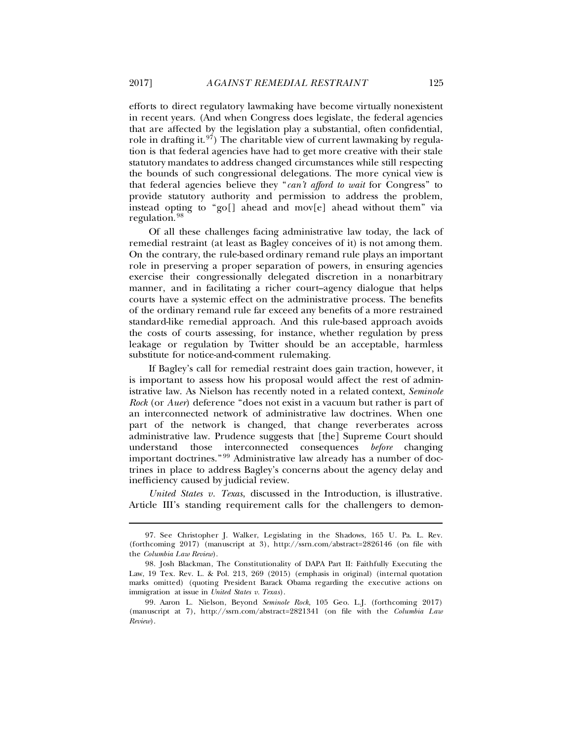efforts to direct regulatory lawmaking have become virtually nonexistent in recent years. (And when Congress does legislate, the federal agencies that are affected by the legislation play a substantial, often confidential, role in drafting it.[97]) The charitable view of current lawmaking by regulation is that federal agencies have had to get more creative with their stale statutory mandates to address changed circumstances while still respecting the bounds of such congressional delegations. The more cynical view is that federal agencies believe they "*can't afford to wait* for Congress" to provide statutory authority and permission to address the problem, instead opting to "go[] ahead and mov[e] ahead without them" via regulation.[98]

Of all these challenges facing administrative law today, the lack of remedial restraint (at least as Bagley conceives of it) is not among them. On the contrary, the rule-based ordinary remand rule plays an important role in preserving a proper separation of powers, in ensuring agencies exercise their congressionally delegated discretion in a nonarbitrary manner, and in facilitating a richer court–agency dialogue that helps courts have a systemic effect on the administrative process. The benefits of the ordinary remand rule far exceed any benefits of a more restrained standard-like remedial approach. And this rule-based approach avoids the costs of courts assessing, for instance, whether regulation by press leakage or regulation by Twitter should be an acceptable, harmless substitute for notice-and-comment rulemaking.

If Bagley's call for remedial restraint does gain traction, however, it is important to assess how his proposal would affect the rest of administrative law. As Nielson has recently noted in a related context, *Seminole Rock* (or *Auer*) deference "does not exist in a vacuum but rather is part of an interconnected network of administrative law doctrines. When one part of the network is changed, that change reverberates across administrative law. Prudence suggests that [the] Supreme Court should understand those interconnected consequences *before* changing important doctrines."[99] Administrative law already has a number of doctrines in place to address Bagley's concerns about the agency delay and inefficiency caused by judicial review.

*United States v. Texas*, discussed in the Introduction, is illustrative. Article III's standing requirement calls for the challengers to demon-

---

97. See Christopher J. Walker, Legislating in the Shadows, 165 U. Pa. L. Rev. (forthcoming 2017) (manuscript at 3), http://ssrn.com/abstract=2826146 (on file with the *Columbia Law Review*).

98. Josh Blackman, The Constitutionality of DAPA Part II: Faithfully Executing the Law, 19 Tex. Rev. L. & Pol. 213, 269 (2015) (emphasis in original) (internal quotation marks omitted) (quoting President Barack Obama regarding the executive actions on immigration at issue in *United States v. Texas*).

99. Aaron L. Nielson, Beyond *Seminole Rock*, 105 Geo. L.J. (forthcoming 2017) (manuscript at 7), http://ssrn.com/abstract=2821341 (on file with the *Columbia Law Review*).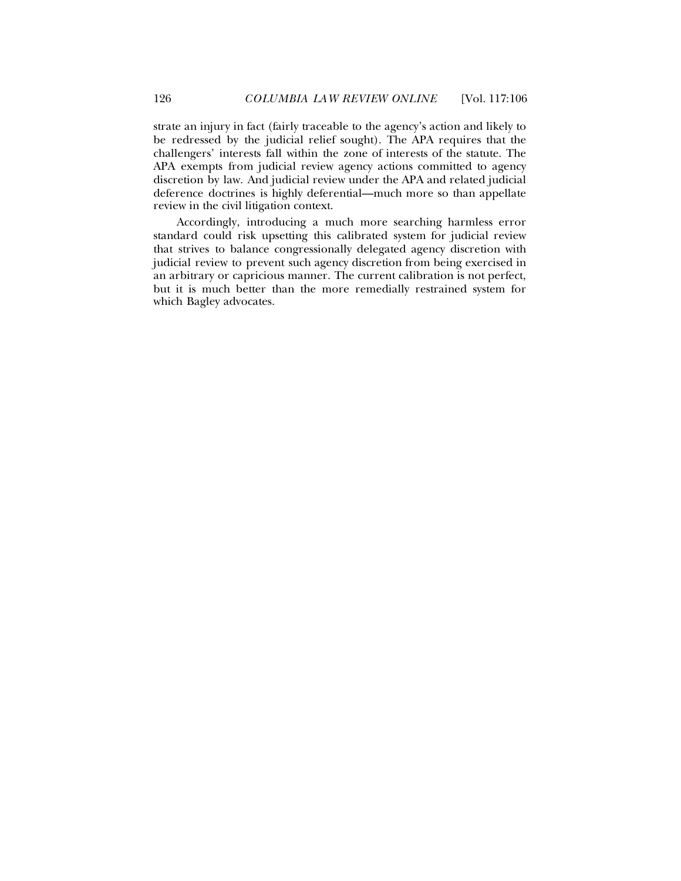strate an injury in fact (fairly traceable to the agency's action and likely to be redressed by the judicial relief sought). The APA requires that the challengers' interests fall within the zone of interests of the statute. The APA exempts from judicial review agency actions committed to agency discretion by law. And judicial review under the APA and related judicial deference doctrines is highly deferential—much more so than appellate review in the civil litigation context.

Accordingly, introducing a much more searching harmless error standard could risk upsetting this calibrated system for judicial review that strives to balance congressionally delegated agency discretion with judicial review to prevent such agency discretion from being exercised in an arbitrary or capricious manner. The current calibration is not perfect, but it is much better than the more remedially restrained system for which Bagley advocates.